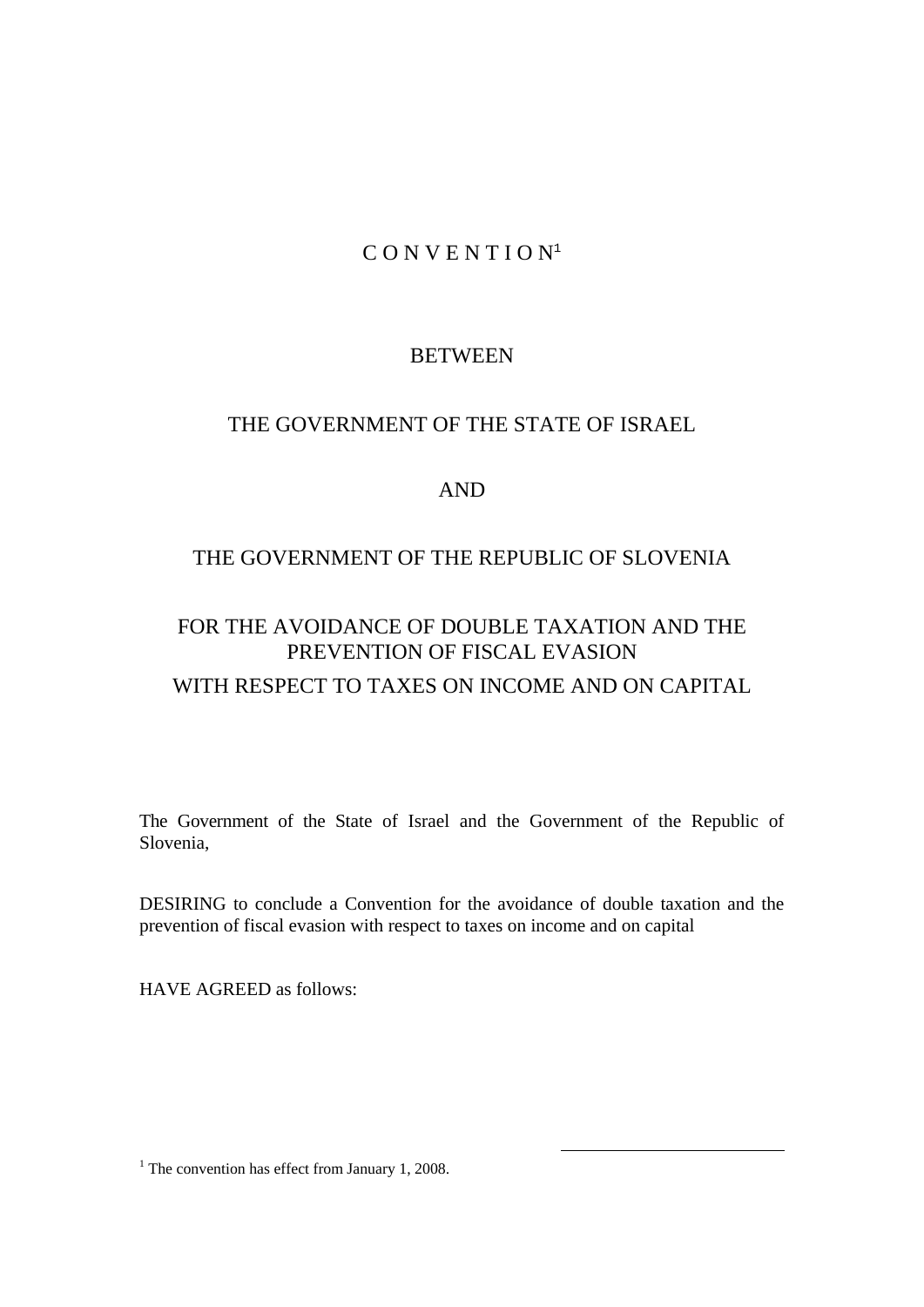# C O N V E N T I O N[1]

## BETWEEN

## THE GOVERNMENT OF THE STATE OF ISRAEL

## AND

## THE GOVERNMENT OF THE REPUBLIC OF SLOVENIA

## FOR THE AVOIDANCE OF DOUBLE TAXATION AND THE PREVENTION OF FISCAL EVASION WITH RESPECT TO TAXES ON INCOME AND ON CAPITAL

The Government of the State of Israel and the Government of the Republic of Slovenia,

DESIRING to conclude a Convention for the avoidance of double taxation and the prevention of fiscal evasion with respect to taxes on income and on capital

HAVE AGREED as follows:

[1] The convention has effect from January 1, 2008.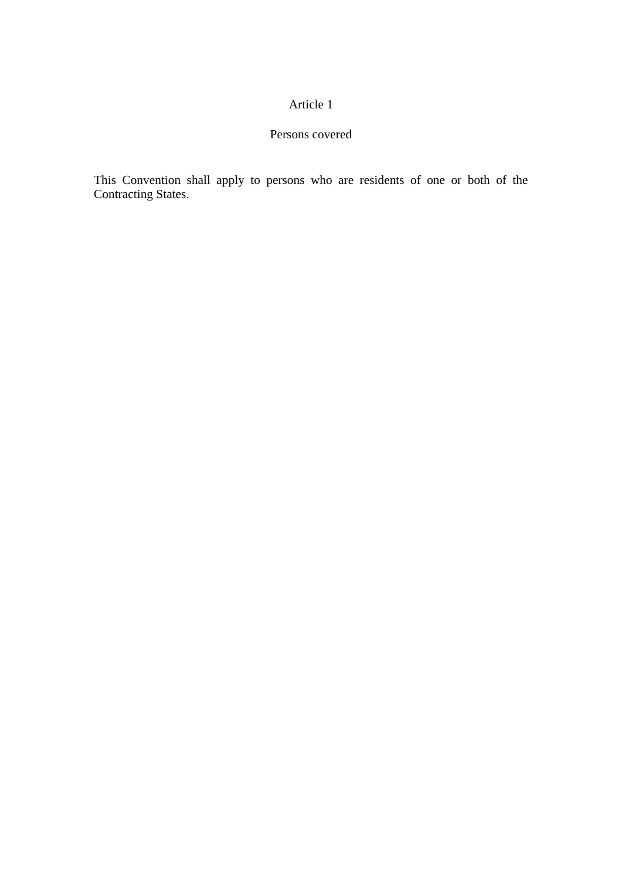## Article 1

### Persons covered

This Convention shall apply to persons who are residents of one or both of the Contracting States.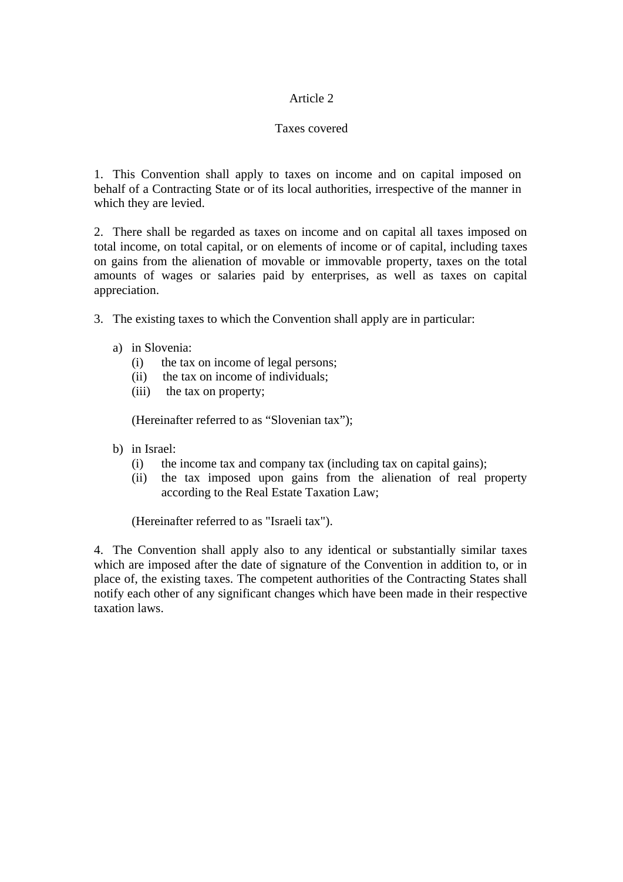## Article 2

### Taxes covered

1. This Convention shall apply to taxes on income and on capital imposed on behalf of a Contracting State or of its local authorities, irrespective of the manner in which they are levied.

2. There shall be regarded as taxes on income and on capital all taxes imposed on total income, on total capital, or on elements of income or of capital, including taxes on gains from the alienation of movable or immovable property, taxes on the total amounts of wages or salaries paid by enterprises, as well as taxes on capital appreciation.

3. The existing taxes to which the Convention shall apply are in particular:

   a) in Slovenia:
      (i) the tax on income of legal persons;
      (ii) the tax on income of individuals;
      (iii) the tax on property;

      (Hereinafter referred to as “Slovenian tax”);

   b) in Israel:
      (i) the income tax and company tax (including tax on capital gains);
      (ii) the tax imposed upon gains from the alienation of real property according to the Real Estate Taxation Law;

      (Hereinafter referred to as "Israeli tax").

4. The Convention shall apply also to any identical or substantially similar taxes which are imposed after the date of signature of the Convention in addition to, or in place of, the existing taxes. The competent authorities of the Contracting States shall notify each other of any significant changes which have been made in their respective taxation laws.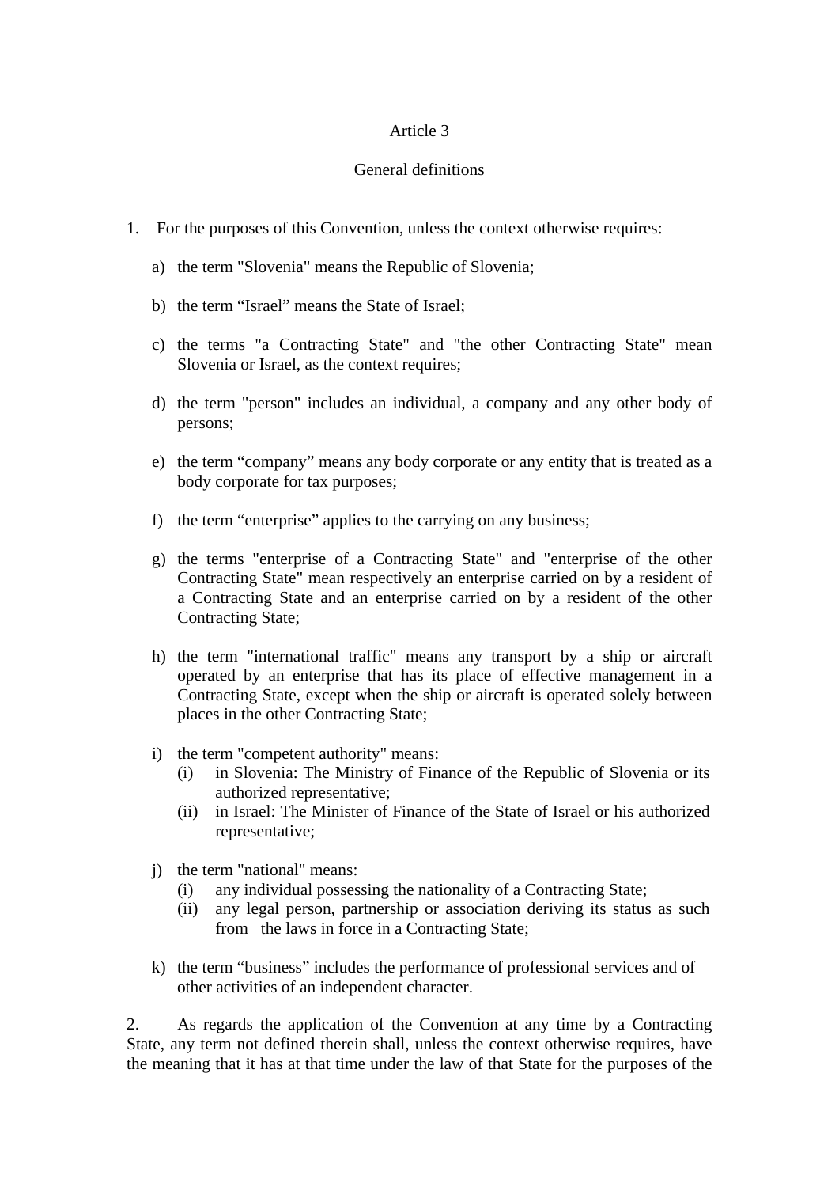Article 3

General definitions

1. For the purposes of this Convention, unless the context otherwise requires:

   a) the term "Slovenia" means the Republic of Slovenia;

   b) the term “Israel” means the State of Israel;

   c) the terms "a Contracting State" and "the other Contracting State" mean Slovenia or Israel, as the context requires;

   d) the term "person" includes an individual, a company and any other body of persons;

   e) the term “company” means any body corporate or any entity that is treated as a body corporate for tax purposes;

   f) the term “enterprise” applies to the carrying on any business;

   g) the terms "enterprise of a Contracting State" and "enterprise of the other Contracting State" mean respectively an enterprise carried on by a resident of a Contracting State and an enterprise carried on by a resident of the other Contracting State;

   h) the term "international traffic" means any transport by a ship or aircraft operated by an enterprise that has its place of effective management in a Contracting State, except when the ship or aircraft is operated solely between places in the other Contracting State;

   i) the term "competent authority" means:
      (i) in Slovenia: The Ministry of Finance of the Republic of Slovenia or its authorized representative;
      (ii) in Israel: The Minister of Finance of the State of Israel or his authorized representative;

   j) the term "national" means:
      (i) any individual possessing the nationality of a Contracting State;
      (ii) any legal person, partnership or association deriving its status as such from the laws in force in a Contracting State;

   k) the term “business” includes the performance of professional services and of other activities of an independent character.

2. As regards the application of the Convention at any time by a Contracting State, any term not defined therein shall, unless the context otherwise requires, have the meaning that it has at that time under the law of that State for the purposes of the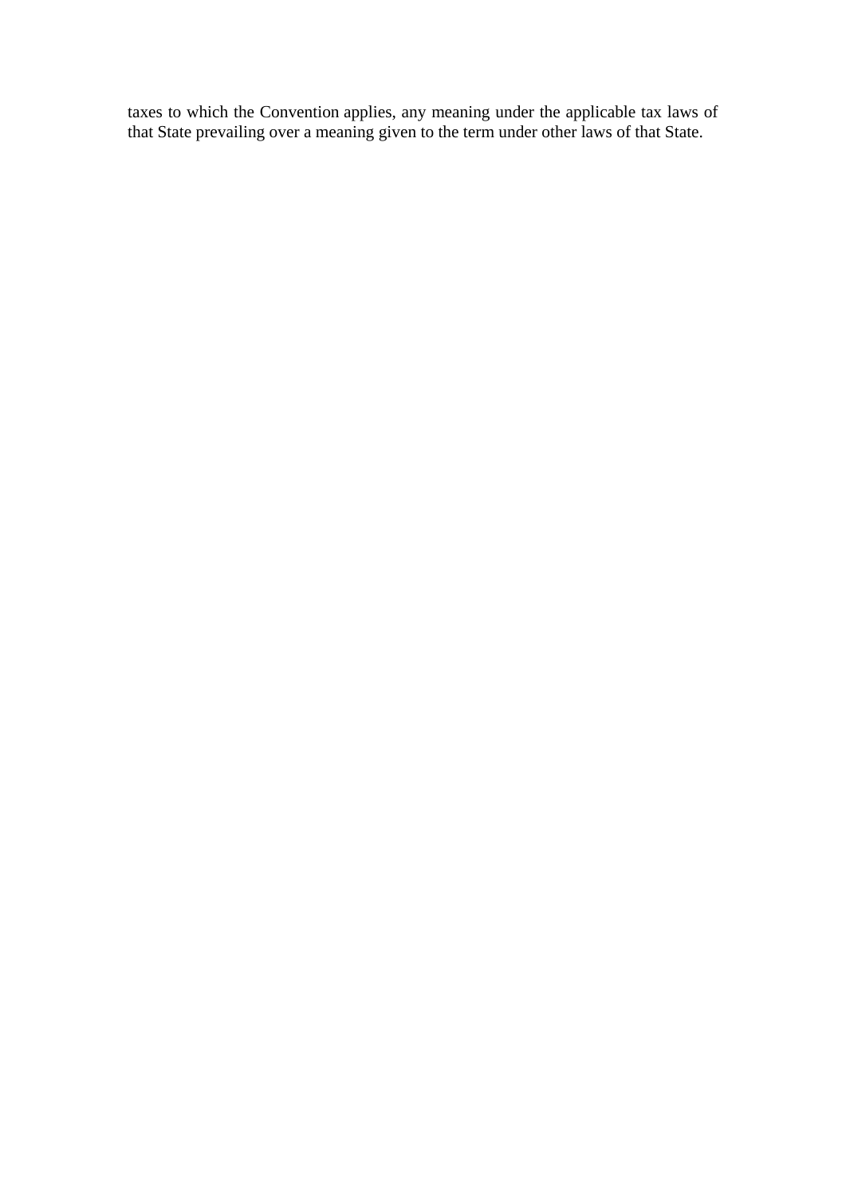taxes to which the Convention applies, any meaning under the applicable tax laws of that State prevailing over a meaning given to the term under other laws of that State.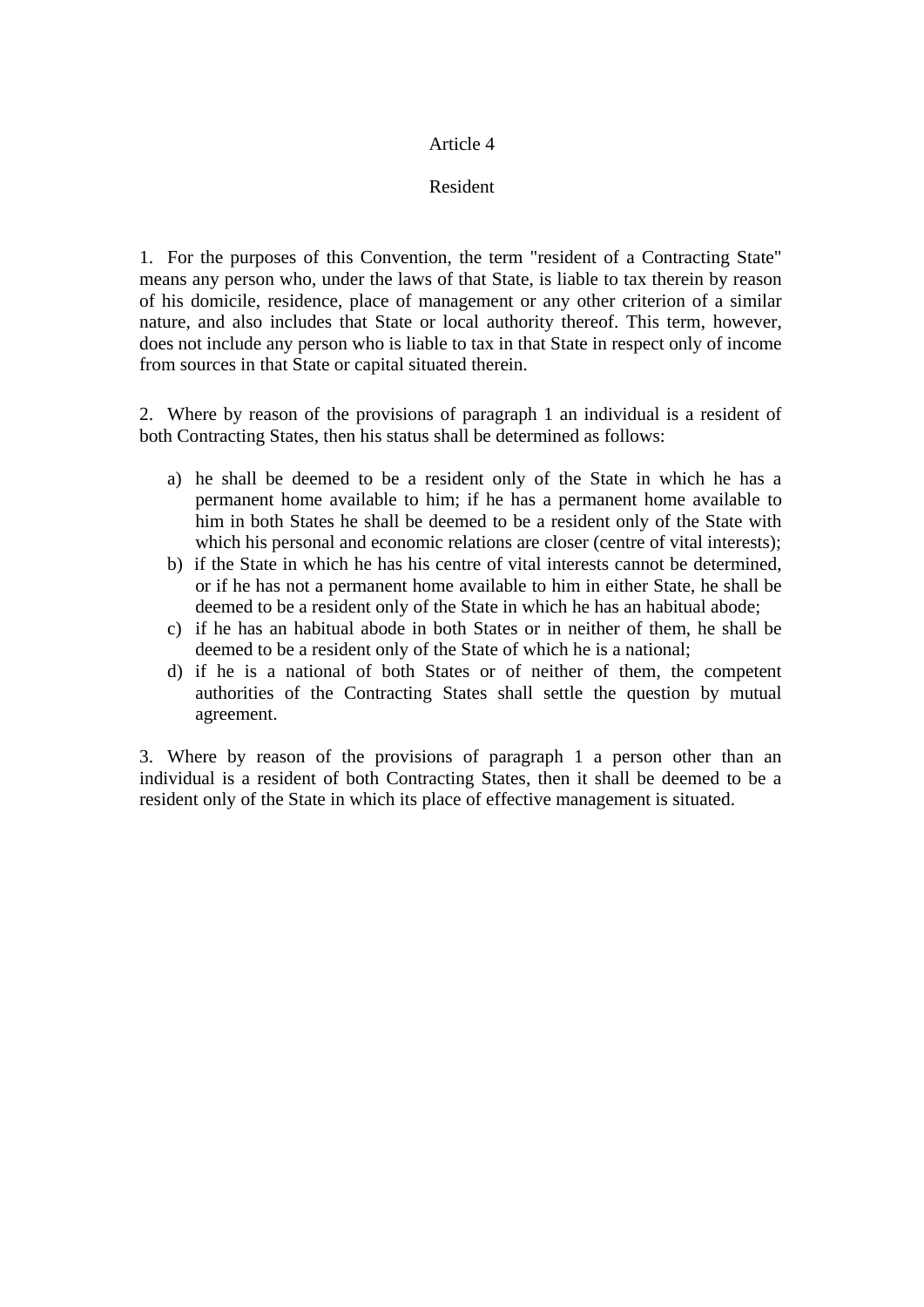## Article 4

## Resident

1. For the purposes of this Convention, the term "resident of a Contracting State" means any person who, under the laws of that State, is liable to tax therein by reason of his domicile, residence, place of management or any other criterion of a similar nature, and also includes that State or local authority thereof. This term, however, does not include any person who is liable to tax in that State in respect only of income from sources in that State or capital situated therein.

2. Where by reason of the provisions of paragraph 1 an individual is a resident of both Contracting States, then his status shall be determined as follows:

   a) he shall be deemed to be a resident only of the State in which he has a permanent home available to him; if he has a permanent home available to him in both States he shall be deemed to be a resident only of the State with which his personal and economic relations are closer (centre of vital interests);
   b) if the State in which he has his centre of vital interests cannot be determined, or if he has not a permanent home available to him in either State, he shall be deemed to be a resident only of the State in which he has an habitual abode;
   c) if he has an habitual abode in both States or in neither of them, he shall be deemed to be a resident only of the State of which he is a national;
   d) if he is a national of both States or of neither of them, the competent authorities of the Contracting States shall settle the question by mutual agreement.

3. Where by reason of the provisions of paragraph 1 a person other than an individual is a resident of both Contracting States, then it shall be deemed to be a resident only of the State in which its place of effective management is situated.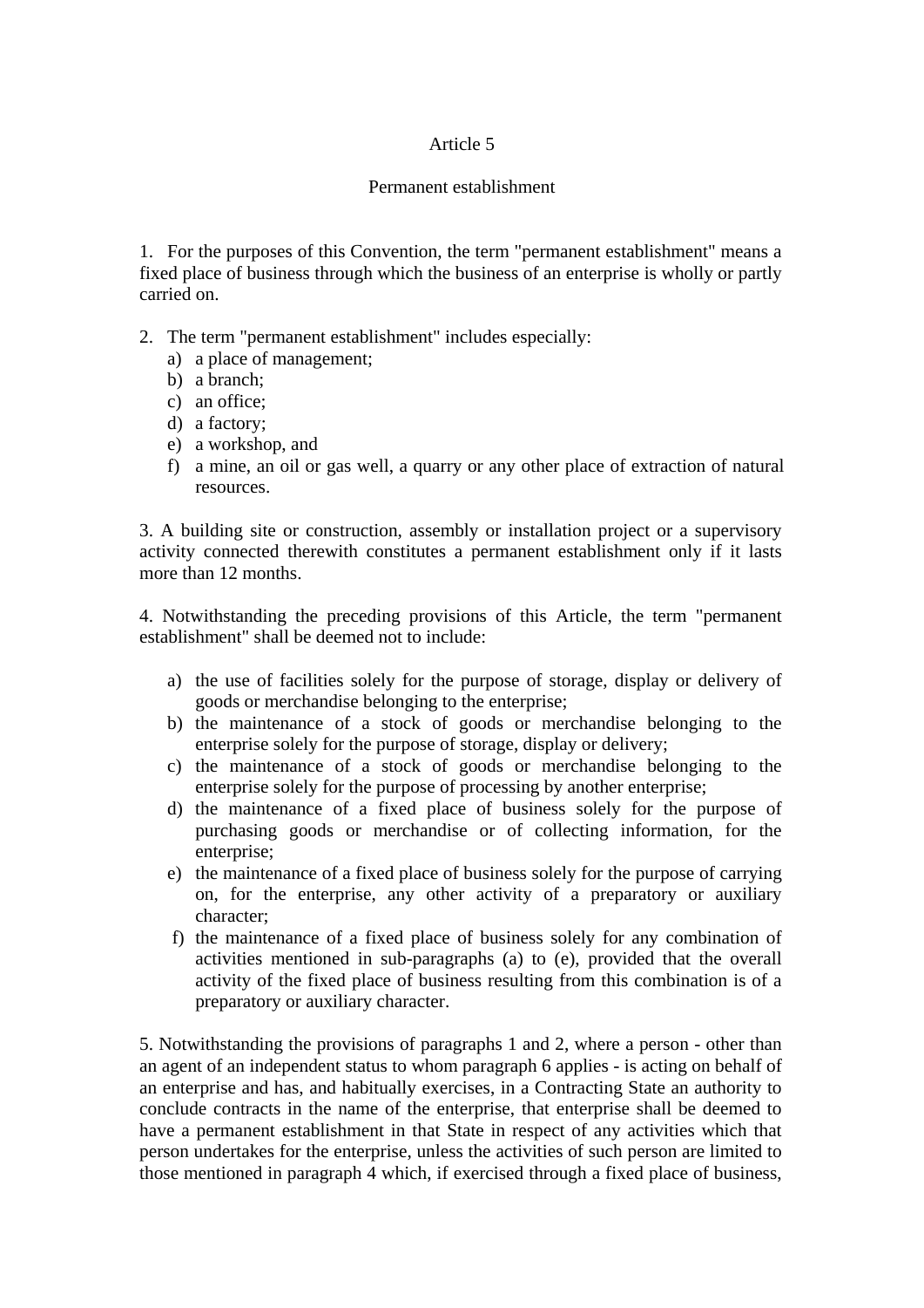## Article 5

### Permanent establishment

1. For the purposes of this Convention, the term "permanent establishment" means a fixed place of business through which the business of an enterprise is wholly or partly carried on.

2. The term "permanent establishment" includes especially:
   a) a place of management;
   b) a branch;
   c) an office;
   d) a factory;
   e) a workshop, and
   f) a mine, an oil or gas well, a quarry or any other place of extraction of natural resources.

3. A building site or construction, assembly or installation project or a supervisory activity connected therewith constitutes a permanent establishment only if it lasts more than 12 months.

4. Notwithstanding the preceding provisions of this Article, the term "permanent establishment" shall be deemed not to include:

   a) the use of facilities solely for the purpose of storage, display or delivery of goods or merchandise belonging to the enterprise;
   b) the maintenance of a stock of goods or merchandise belonging to the enterprise solely for the purpose of storage, display or delivery;
   c) the maintenance of a stock of goods or merchandise belonging to the enterprise solely for the purpose of processing by another enterprise;
   d) the maintenance of a fixed place of business solely for the purpose of purchasing goods or merchandise or of collecting information, for the enterprise;
   e) the maintenance of a fixed place of business solely for the purpose of carrying on, for the enterprise, any other activity of a preparatory or auxiliary character;
   f) the maintenance of a fixed place of business solely for any combination of activities mentioned in sub-paragraphs (a) to (e), provided that the overall activity of the fixed place of business resulting from this combination is of a preparatory or auxiliary character.

5. Notwithstanding the provisions of paragraphs 1 and 2, where a person - other than an agent of an independent status to whom paragraph 6 applies - is acting on behalf of an enterprise and has, and habitually exercises, in a Contracting State an authority to conclude contracts in the name of the enterprise, that enterprise shall be deemed to have a permanent establishment in that State in respect of any activities which that person undertakes for the enterprise, unless the activities of such person are limited to those mentioned in paragraph 4 which, if exercised through a fixed place of business,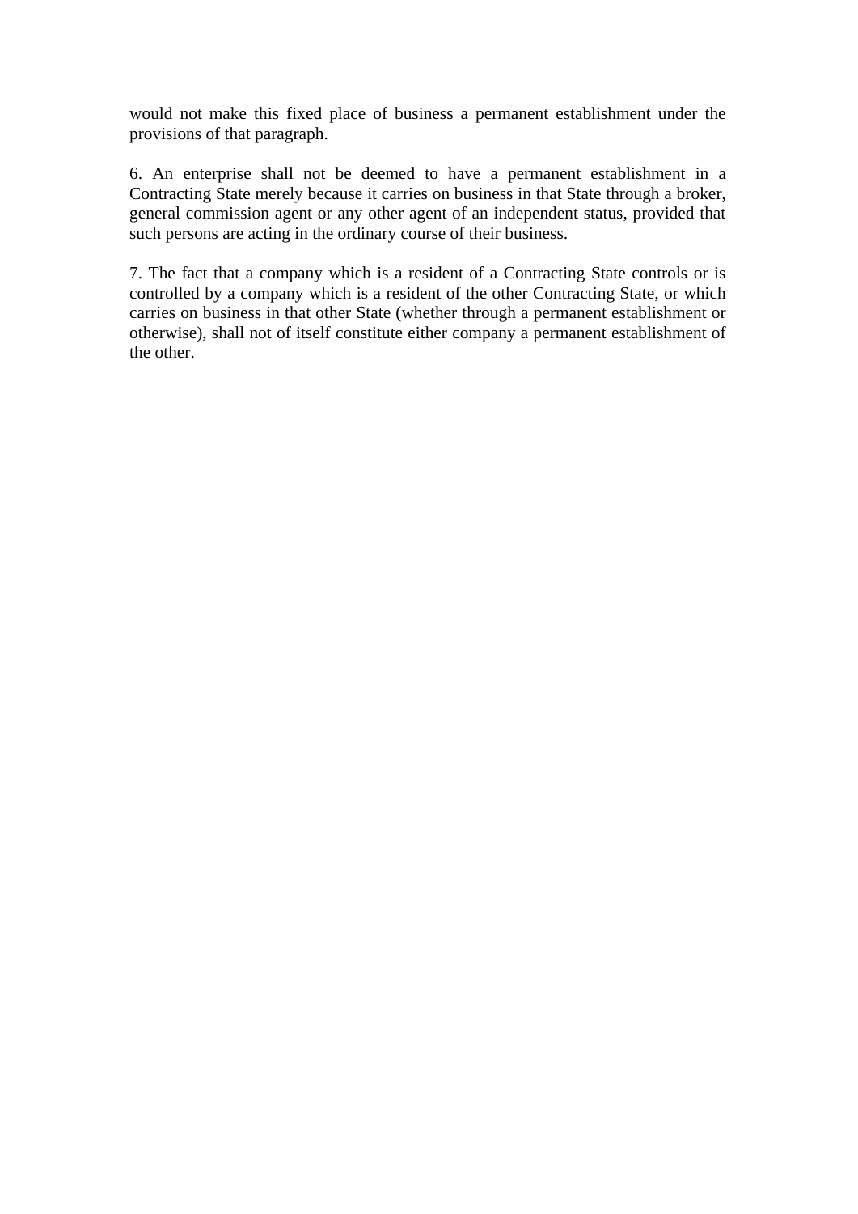would not make this fixed place of business a permanent establishment under the provisions of that paragraph.

6. An enterprise shall not be deemed to have a permanent establishment in a Contracting State merely because it carries on business in that State through a broker, general commission agent or any other agent of an independent status, provided that such persons are acting in the ordinary course of their business.

7. The fact that a company which is a resident of a Contracting State controls or is controlled by a company which is a resident of the other Contracting State, or which carries on business in that other State (whether through a permanent establishment or otherwise), shall not of itself constitute either company a permanent establishment of the other.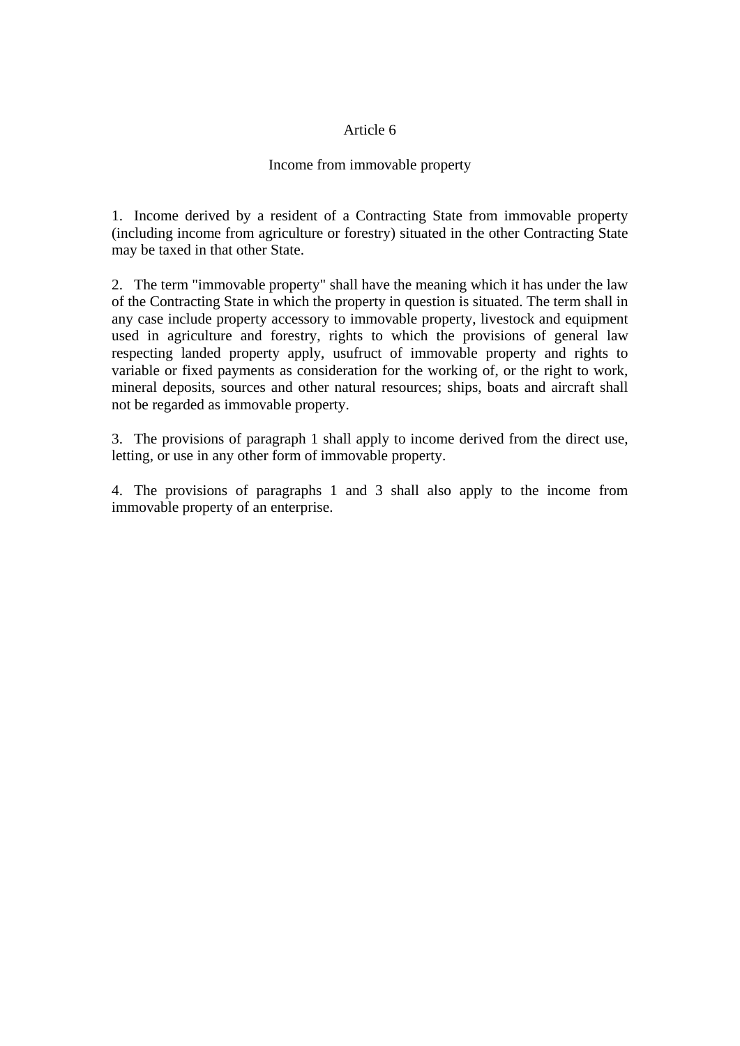## Article 6

### Income from immovable property

1. Income derived by a resident of a Contracting State from immovable property (including income from agriculture or forestry) situated in the other Contracting State may be taxed in that other State.

2. The term "immovable property" shall have the meaning which it has under the law of the Contracting State in which the property in question is situated. The term shall in any case include property accessory to immovable property, livestock and equipment used in agriculture and forestry, rights to which the provisions of general law respecting landed property apply, usufruct of immovable property and rights to variable or fixed payments as consideration for the working of, or the right to work, mineral deposits, sources and other natural resources; ships, boats and aircraft shall not be regarded as immovable property.

3. The provisions of paragraph 1 shall apply to income derived from the direct use, letting, or use in any other form of immovable property.

4. The provisions of paragraphs 1 and 3 shall also apply to the income from immovable property of an enterprise.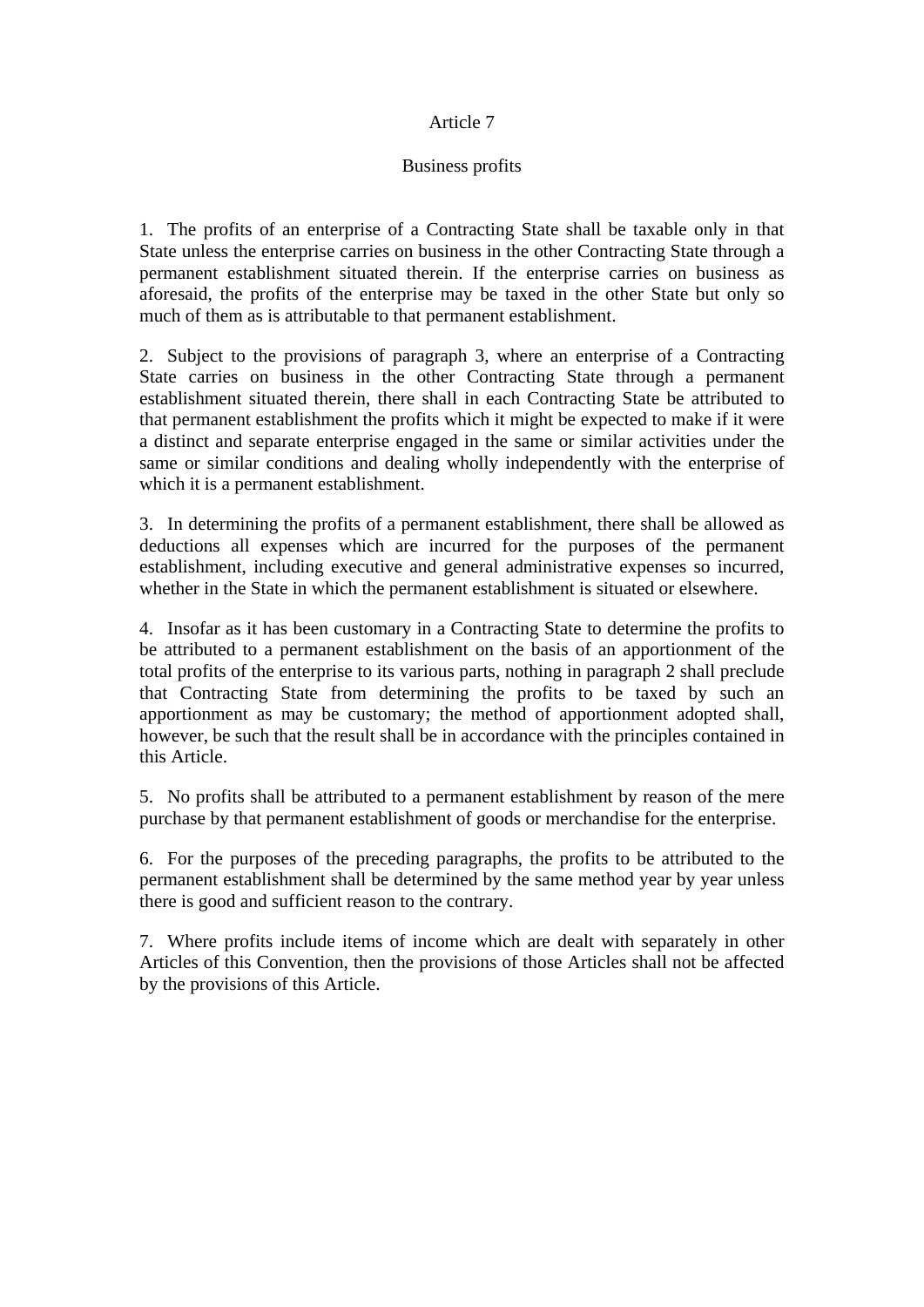## Article 7

### Business profits

1. The profits of an enterprise of a Contracting State shall be taxable only in that State unless the enterprise carries on business in the other Contracting State through a permanent establishment situated therein. If the enterprise carries on business as aforesaid, the profits of the enterprise may be taxed in the other State but only so much of them as is attributable to that permanent establishment.

2. Subject to the provisions of paragraph 3, where an enterprise of a Contracting State carries on business in the other Contracting State through a permanent establishment situated therein, there shall in each Contracting State be attributed to that permanent establishment the profits which it might be expected to make if it were a distinct and separate enterprise engaged in the same or similar activities under the same or similar conditions and dealing wholly independently with the enterprise of which it is a permanent establishment.

3. In determining the profits of a permanent establishment, there shall be allowed as deductions all expenses which are incurred for the purposes of the permanent establishment, including executive and general administrative expenses so incurred, whether in the State in which the permanent establishment is situated or elsewhere.

4. Insofar as it has been customary in a Contracting State to determine the profits to be attributed to a permanent establishment on the basis of an apportionment of the total profits of the enterprise to its various parts, nothing in paragraph 2 shall preclude that Contracting State from determining the profits to be taxed by such an apportionment as may be customary; the method of apportionment adopted shall, however, be such that the result shall be in accordance with the principles contained in this Article.

5. No profits shall be attributed to a permanent establishment by reason of the mere purchase by that permanent establishment of goods or merchandise for the enterprise.

6. For the purposes of the preceding paragraphs, the profits to be attributed to the permanent establishment shall be determined by the same method year by year unless there is good and sufficient reason to the contrary.

7. Where profits include items of income which are dealt with separately in other Articles of this Convention, then the provisions of those Articles shall not be affected by the provisions of this Article.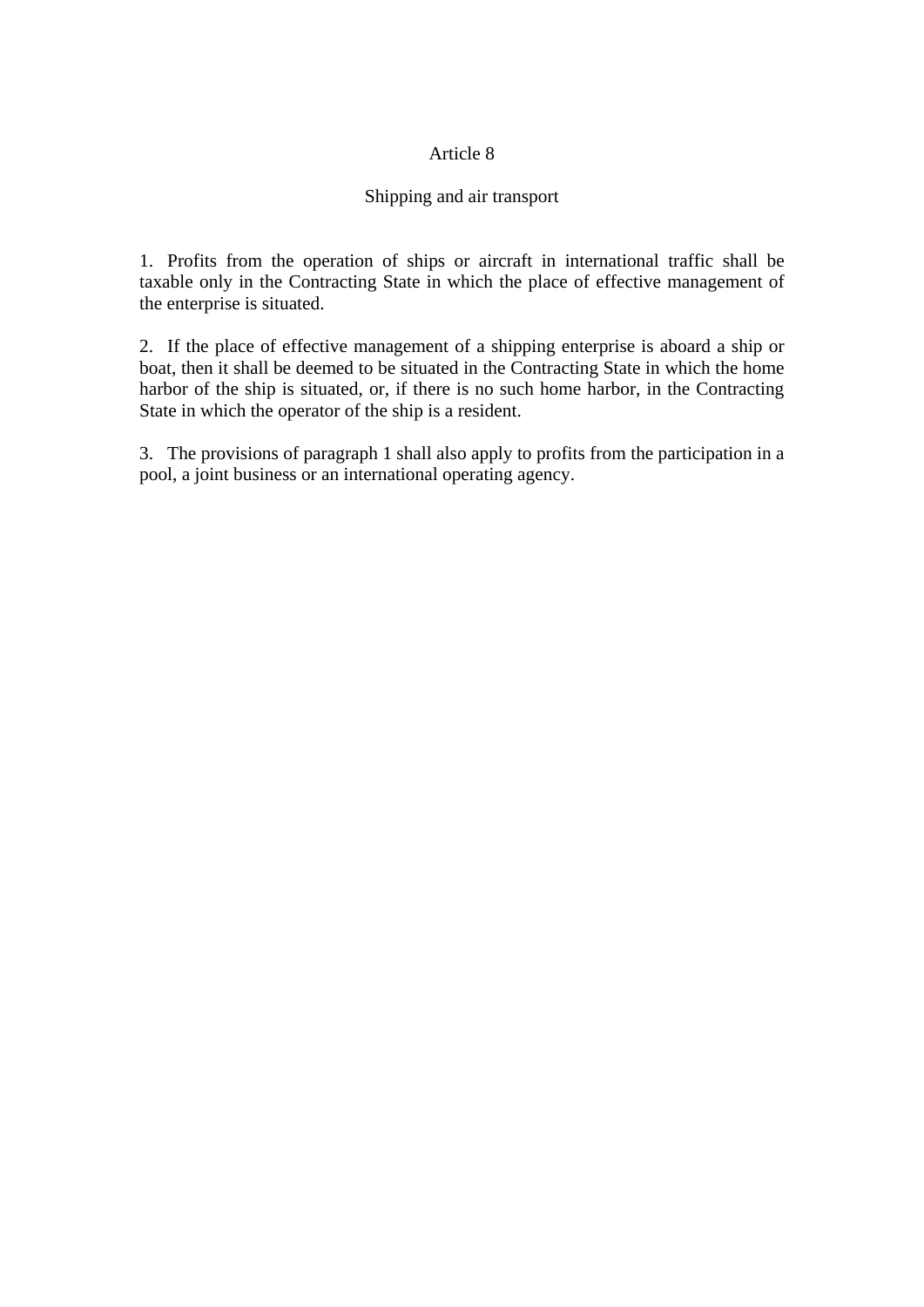## Article 8

### Shipping and air transport

1. Profits from the operation of ships or aircraft in international traffic shall be taxable only in the Contracting State in which the place of effective management of the enterprise is situated.

2. If the place of effective management of a shipping enterprise is aboard a ship or boat, then it shall be deemed to be situated in the Contracting State in which the home harbor of the ship is situated, or, if there is no such home harbor, in the Contracting State in which the operator of the ship is a resident.

3. The provisions of paragraph 1 shall also apply to profits from the participation in a pool, a joint business or an international operating agency.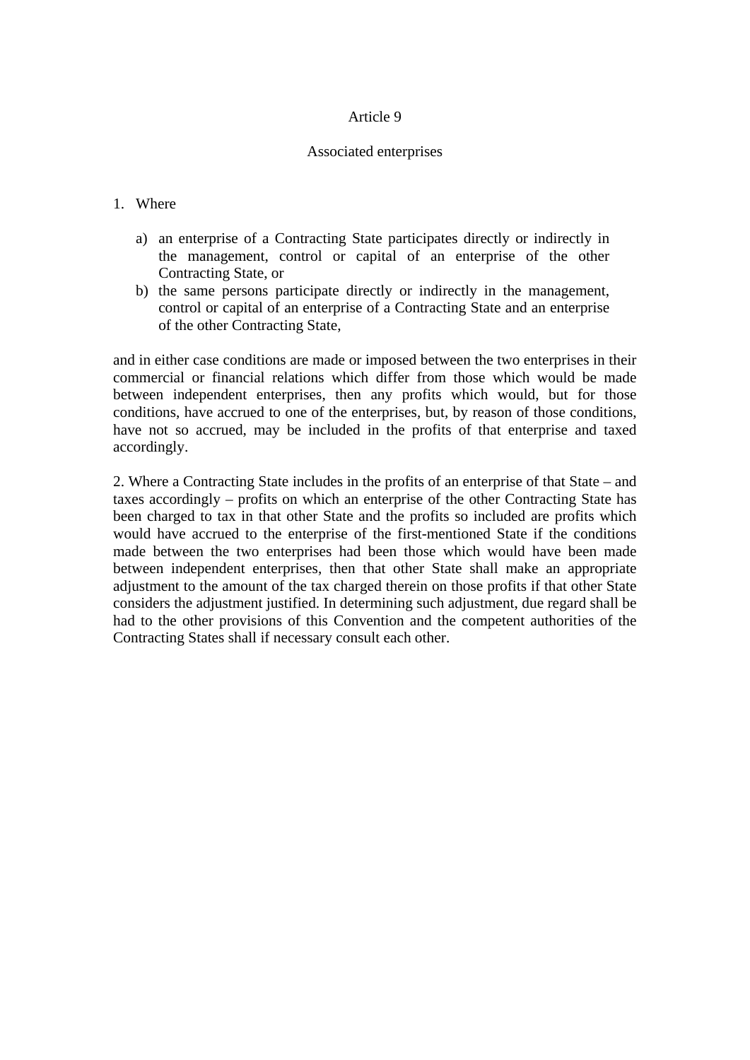## Article 9

### Associated enterprises

1. Where

   a) an enterprise of a Contracting State participates directly or indirectly in the management, control or capital of an enterprise of the other Contracting State, or
   b) the same persons participate directly or indirectly in the management, control or capital of an enterprise of a Contracting State and an enterprise of the other Contracting State,

and in either case conditions are made or imposed between the two enterprises in their commercial or financial relations which differ from those which would be made between independent enterprises, then any profits which would, but for those conditions, have accrued to one of the enterprises, but, by reason of those conditions, have not so accrued, may be included in the profits of that enterprise and taxed accordingly.

2. Where a Contracting State includes in the profits of an enterprise of that State – and taxes accordingly – profits on which an enterprise of the other Contracting State has been charged to tax in that other State and the profits so included are profits which would have accrued to the enterprise of the first-mentioned State if the conditions made between the two enterprises had been those which would have been made between independent enterprises, then that other State shall make an appropriate adjustment to the amount of the tax charged therein on those profits if that other State considers the adjustment justified. In determining such adjustment, due regard shall be had to the other provisions of this Convention and the competent authorities of the Contracting States shall if necessary consult each other.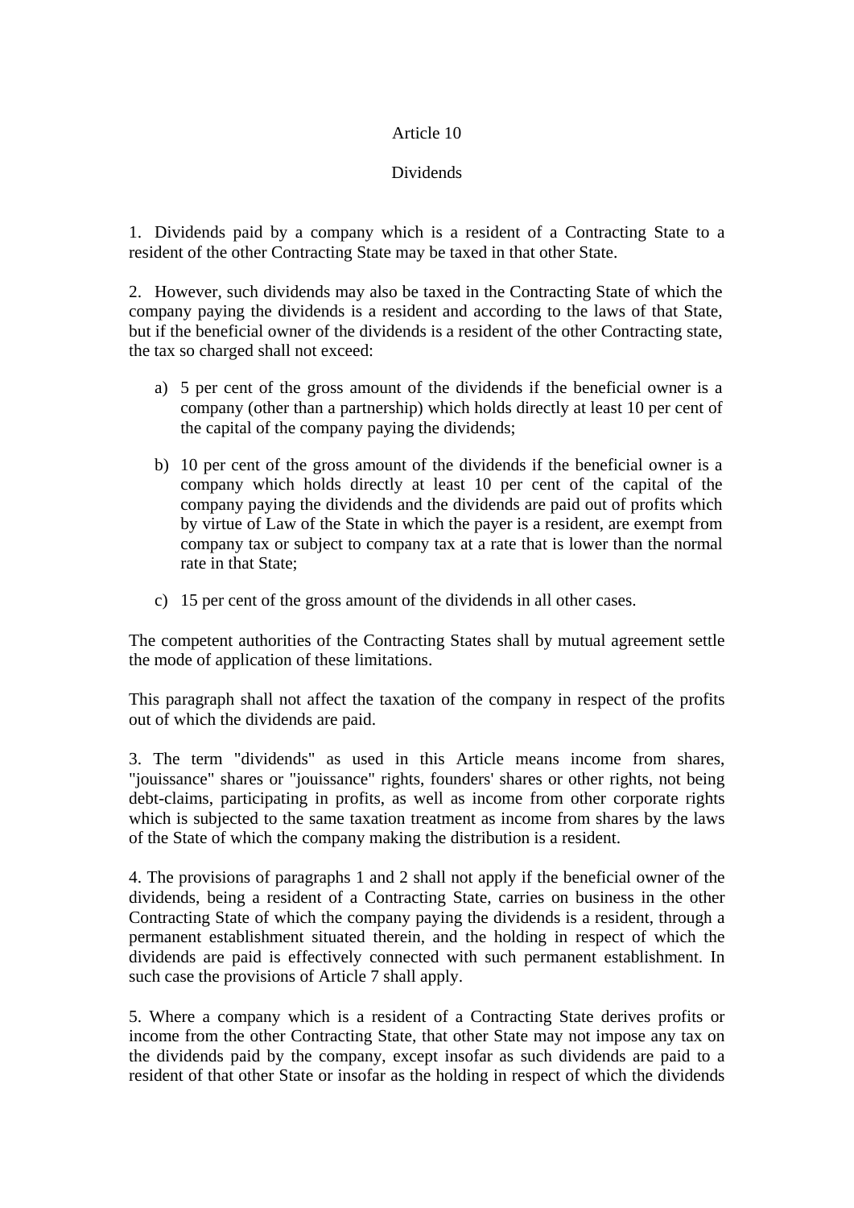# Article 10

## Dividends

1. Dividends paid by a company which is a resident of a Contracting State to a resident of the other Contracting State may be taxed in that other State.

2. However, such dividends may also be taxed in the Contracting State of which the company paying the dividends is a resident and according to the laws of that State, but if the beneficial owner of the dividends is a resident of the other Contracting state, the tax so charged shall not exceed:

   a) 5 per cent of the gross amount of the dividends if the beneficial owner is a company (other than a partnership) which holds directly at least 10 per cent of the capital of the company paying the dividends;

   b) 10 per cent of the gross amount of the dividends if the beneficial owner is a company which holds directly at least 10 per cent of the capital of the company paying the dividends and the dividends are paid out of profits which by virtue of Law of the State in which the payer is a resident, are exempt from company tax or subject to company tax at a rate that is lower than the normal rate in that State;

   c) 15 per cent of the gross amount of the dividends in all other cases.

The competent authorities of the Contracting States shall by mutual agreement settle the mode of application of these limitations.

This paragraph shall not affect the taxation of the company in respect of the profits out of which the dividends are paid.

3. The term "dividends" as used in this Article means income from shares, "jouissance" shares or "jouissance" rights, founders' shares or other rights, not being debt-claims, participating in profits, as well as income from other corporate rights which is subjected to the same taxation treatment as income from shares by the laws of the State of which the company making the distribution is a resident.

4. The provisions of paragraphs 1 and 2 shall not apply if the beneficial owner of the dividends, being a resident of a Contracting State, carries on business in the other Contracting State of which the company paying the dividends is a resident, through a permanent establishment situated therein, and the holding in respect of which the dividends are paid is effectively connected with such permanent establishment. In such case the provisions of Article 7 shall apply.

5. Where a company which is a resident of a Contracting State derives profits or income from the other Contracting State, that other State may not impose any tax on the dividends paid by the company, except insofar as such dividends are paid to a resident of that other State or insofar as the holding in respect of which the dividends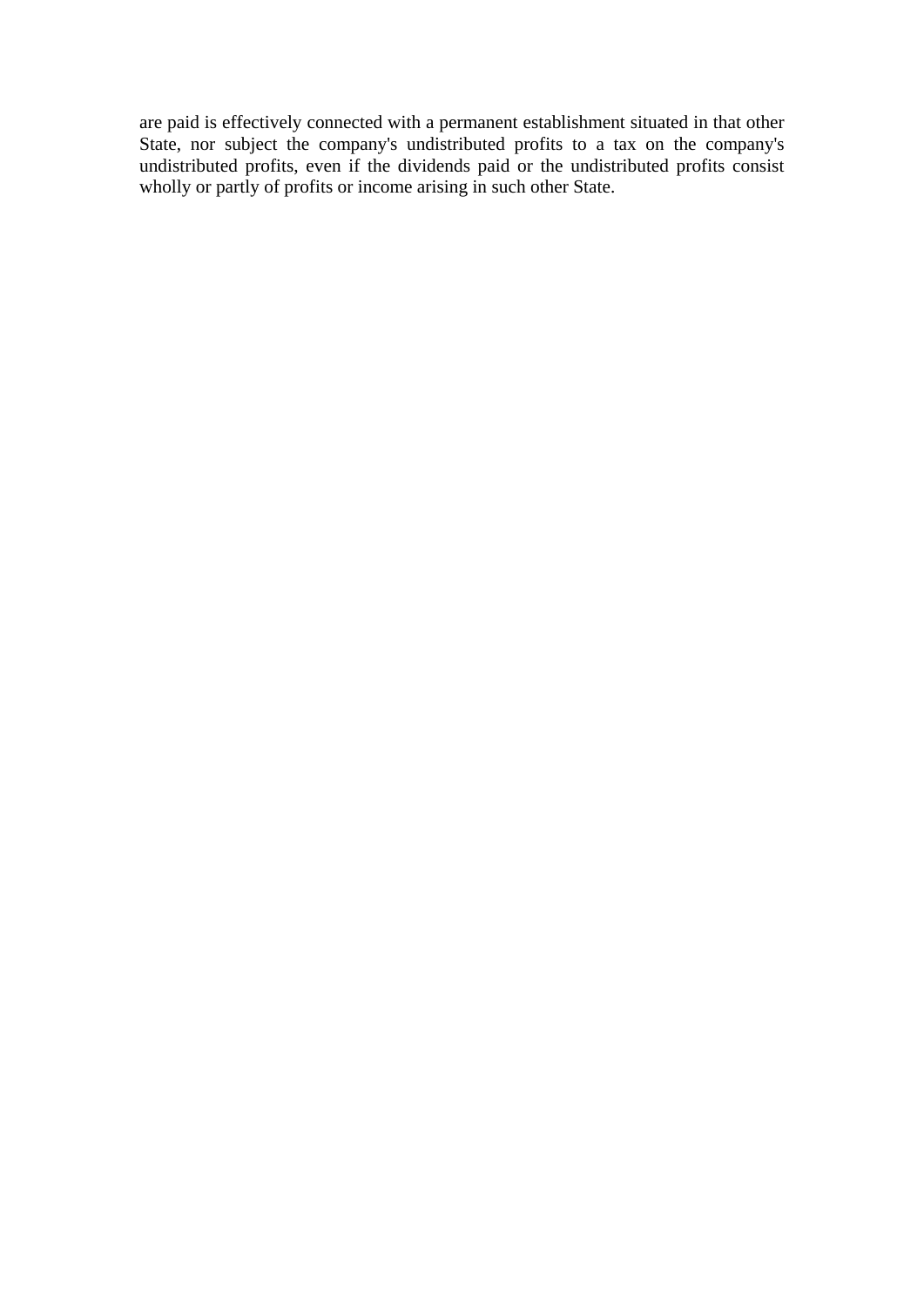are paid is effectively connected with a permanent establishment situated in that other State, nor subject the company's undistributed profits to a tax on the company's undistributed profits, even if the dividends paid or the undistributed profits consist wholly or partly of profits or income arising in such other State.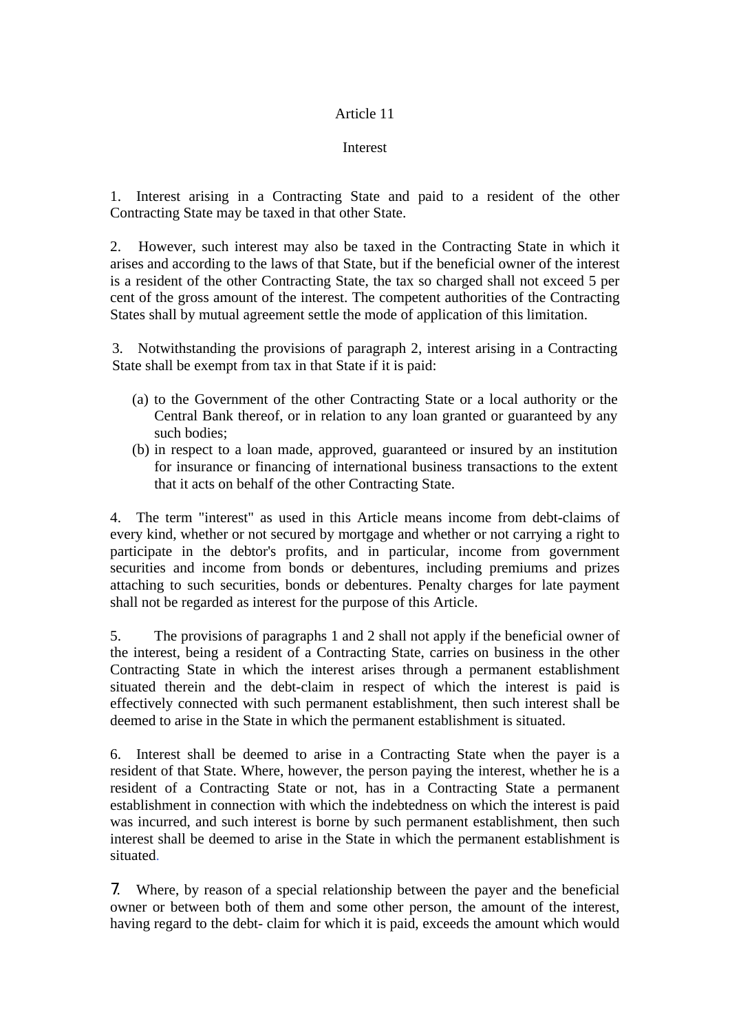## Article 11

### Interest

1. Interest arising in a Contracting State and paid to a resident of the other Contracting State may be taxed in that other State.

2. However, such interest may also be taxed in the Contracting State in which it arises and according to the laws of that State, but if the beneficial owner of the interest is a resident of the other Contracting State, the tax so charged shall not exceed 5 per cent of the gross amount of the interest. The competent authorities of the Contracting States shall by mutual agreement settle the mode of application of this limitation.

3. Notwithstanding the provisions of paragraph 2, interest arising in a Contracting State shall be exempt from tax in that State if it is paid:

(a) to the Government of the other Contracting State or a local authority or the Central Bank thereof, or in relation to any loan granted or guaranteed by any such bodies;

(b) in respect to a loan made, approved, guaranteed or insured by an institution for insurance or financing of international business transactions to the extent that it acts on behalf of the other Contracting State.

4. The term "interest" as used in this Article means income from debt-claims of every kind, whether or not secured by mortgage and whether or not carrying a right to participate in the debtor's profits, and in particular, income from government securities and income from bonds or debentures, including premiums and prizes attaching to such securities, bonds or debentures. Penalty charges for late payment shall not be regarded as interest for the purpose of this Article.

5. The provisions of paragraphs 1 and 2 shall not apply if the beneficial owner of the interest, being a resident of a Contracting State, carries on business in the other Contracting State in which the interest arises through a permanent establishment situated therein and the debt-claim in respect of which the interest is paid is effectively connected with such permanent establishment, then such interest shall be deemed to arise in the State in which the permanent establishment is situated.

6. Interest shall be deemed to arise in a Contracting State when the payer is a resident of that State. Where, however, the person paying the interest, whether he is a resident of a Contracting State or not, has in a Contracting State a permanent establishment in connection with which the indebtedness on which the interest is paid was incurred, and such interest is borne by such permanent establishment, then such interest shall be deemed to arise in the State in which the permanent establishment is situated.

7. Where, by reason of a special relationship between the payer and the beneficial owner or between both of them and some other person, the amount of the interest, having regard to the debt- claim for which it is paid, exceeds the amount which would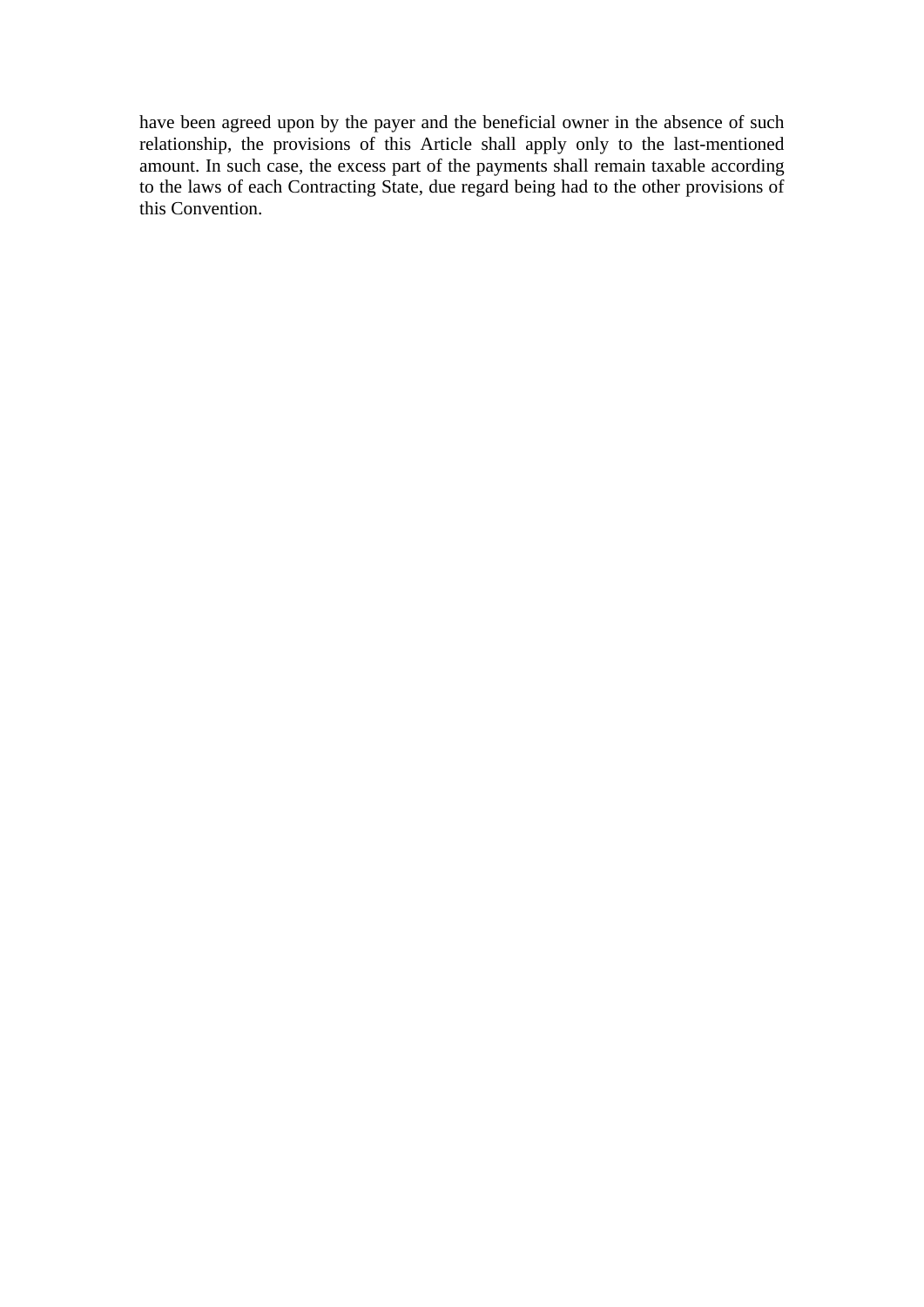have been agreed upon by the payer and the beneficial owner in the absence of such relationship, the provisions of this Article shall apply only to the last-mentioned amount. In such case, the excess part of the payments shall remain taxable according to the laws of each Contracting State, due regard being had to the other provisions of this Convention.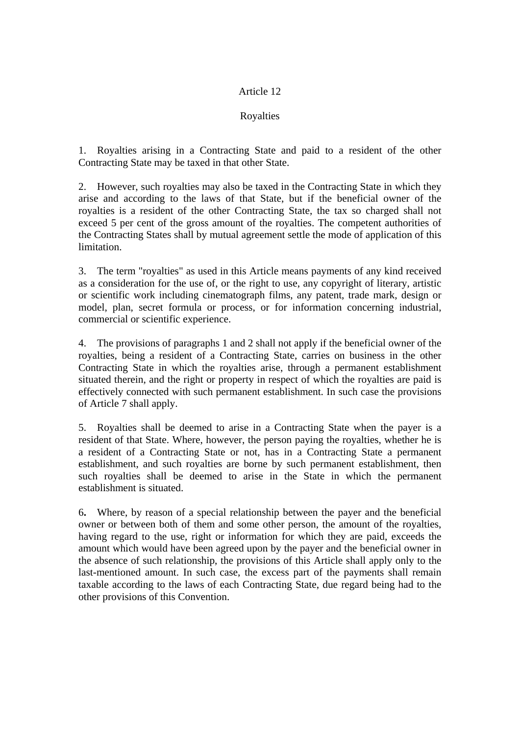## Article 12

## Royalties

1. Royalties arising in a Contracting State and paid to a resident of the other Contracting State may be taxed in that other State.

2. However, such royalties may also be taxed in the Contracting State in which they arise and according to the laws of that State, but if the beneficial owner of the royalties is a resident of the other Contracting State, the tax so charged shall not exceed 5 per cent of the gross amount of the royalties. The competent authorities of the Contracting States shall by mutual agreement settle the mode of application of this limitation.

3. The term "royalties" as used in this Article means payments of any kind received as a consideration for the use of, or the right to use, any copyright of literary, artistic or scientific work including cinematograph films, any patent, trade mark, design or model, plan, secret formula or process, or for information concerning industrial, commercial or scientific experience.

4. The provisions of paragraphs 1 and 2 shall not apply if the beneficial owner of the royalties, being a resident of a Contracting State, carries on business in the other Contracting State in which the royalties arise, through a permanent establishment situated therein, and the right or property in respect of which the royalties are paid is effectively connected with such permanent establishment. In such case the provisions of Article 7 shall apply.

5. Royalties shall be deemed to arise in a Contracting State when the payer is a resident of that State. Where, however, the person paying the royalties, whether he is a resident of a Contracting State or not, has in a Contracting State a permanent establishment, and such royalties are borne by such permanent establishment, then such royalties shall be deemed to arise in the State in which the permanent establishment is situated.

6**.** Where, by reason of a special relationship between the payer and the beneficial owner or between both of them and some other person, the amount of the royalties, having regard to the use, right or information for which they are paid, exceeds the amount which would have been agreed upon by the payer and the beneficial owner in the absence of such relationship, the provisions of this Article shall apply only to the last-mentioned amount. In such case, the excess part of the payments shall remain taxable according to the laws of each Contracting State, due regard being had to the other provisions of this Convention.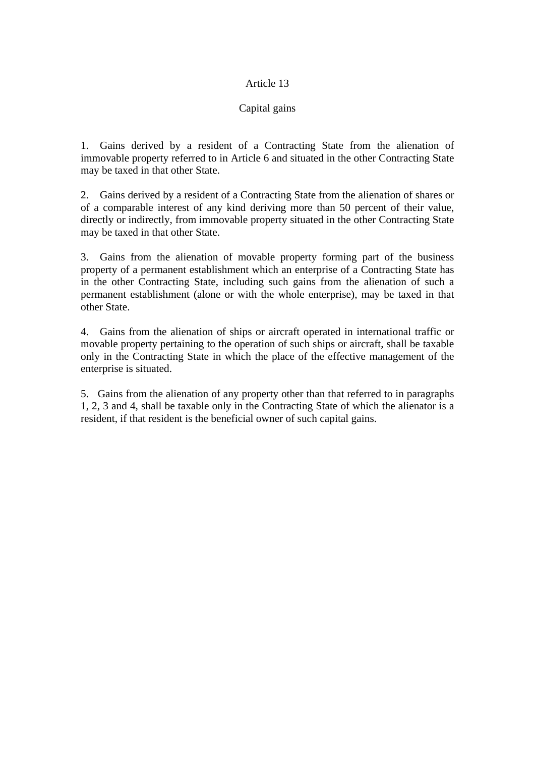## Article 13

## Capital gains

1. Gains derived by a resident of a Contracting State from the alienation of immovable property referred to in Article 6 and situated in the other Contracting State may be taxed in that other State.

2. Gains derived by a resident of a Contracting State from the alienation of shares or of a comparable interest of any kind deriving more than 50 percent of their value, directly or indirectly, from immovable property situated in the other Contracting State may be taxed in that other State.

3. Gains from the alienation of movable property forming part of the business property of a permanent establishment which an enterprise of a Contracting State has in the other Contracting State, including such gains from the alienation of such a permanent establishment (alone or with the whole enterprise), may be taxed in that other State.

4. Gains from the alienation of ships or aircraft operated in international traffic or movable property pertaining to the operation of such ships or aircraft, shall be taxable only in the Contracting State in which the place of the effective management of the enterprise is situated.

5. Gains from the alienation of any property other than that referred to in paragraphs 1, 2, 3 and 4, shall be taxable only in the Contracting State of which the alienator is a resident, if that resident is the beneficial owner of such capital gains.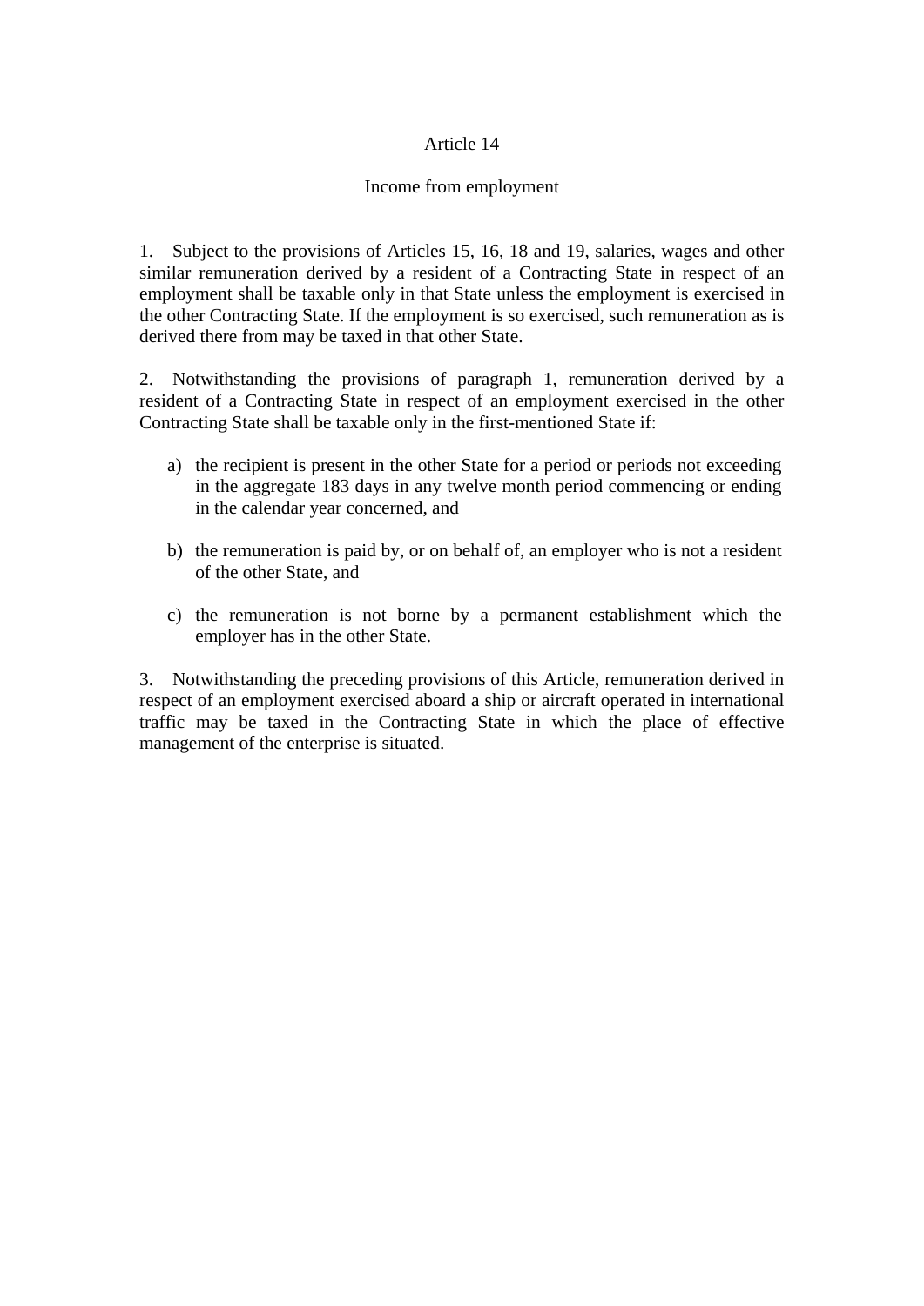## Article 14

## Income from employment

1. Subject to the provisions of Articles 15, 16, 18 and 19, salaries, wages and other similar remuneration derived by a resident of a Contracting State in respect of an employment shall be taxable only in that State unless the employment is exercised in the other Contracting State. If the employment is so exercised, such remuneration as is derived there from may be taxed in that other State.

2. Notwithstanding the provisions of paragraph 1, remuneration derived by a resident of a Contracting State in respect of an employment exercised in the other Contracting State shall be taxable only in the first-mentioned State if:

a) the recipient is present in the other State for a period or periods not exceeding in the aggregate 183 days in any twelve month period commencing or ending in the calendar year concerned, and

b) the remuneration is paid by, or on behalf of, an employer who is not a resident of the other State, and

c) the remuneration is not borne by a permanent establishment which the employer has in the other State.

3. Notwithstanding the preceding provisions of this Article, remuneration derived in respect of an employment exercised aboard a ship or aircraft operated in international traffic may be taxed in the Contracting State in which the place of effective management of the enterprise is situated.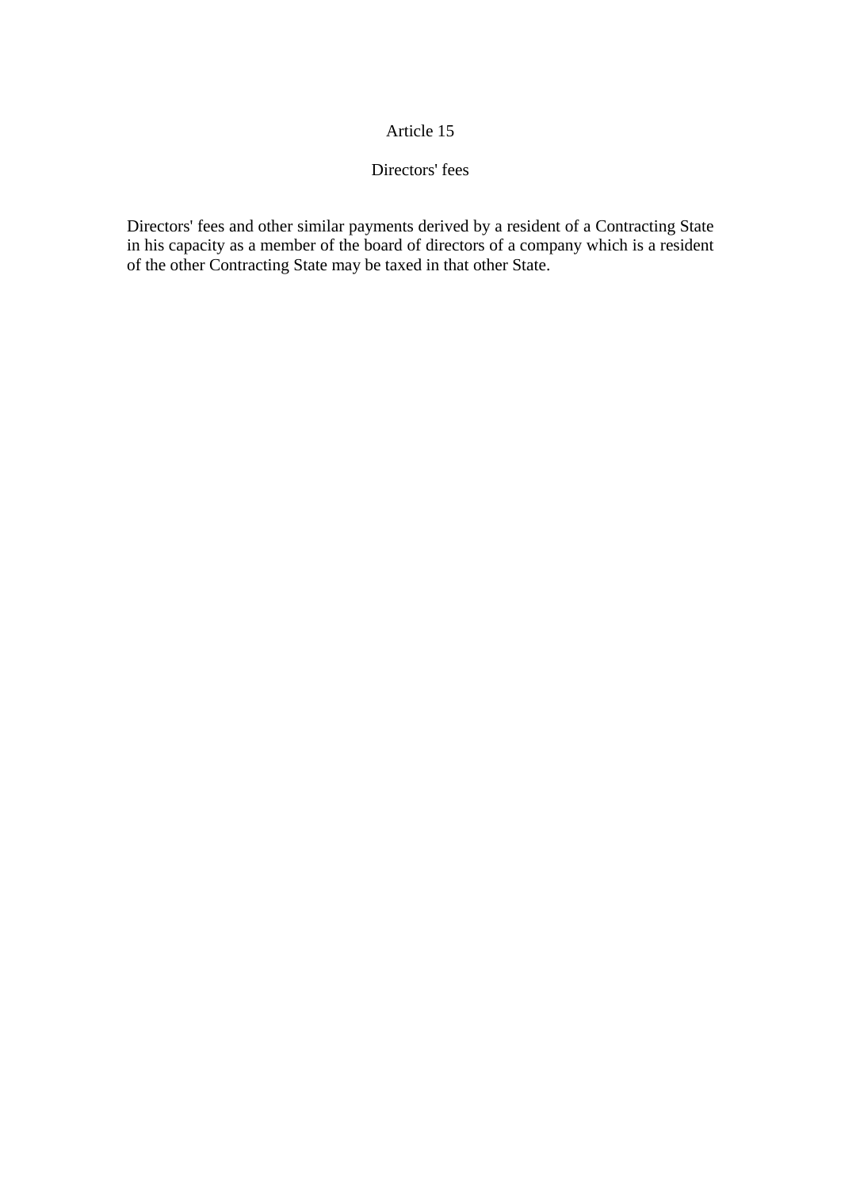## Article 15

### Directors' fees

Directors' fees and other similar payments derived by a resident of a Contracting State in his capacity as a member of the board of directors of a company which is a resident of the other Contracting State may be taxed in that other State.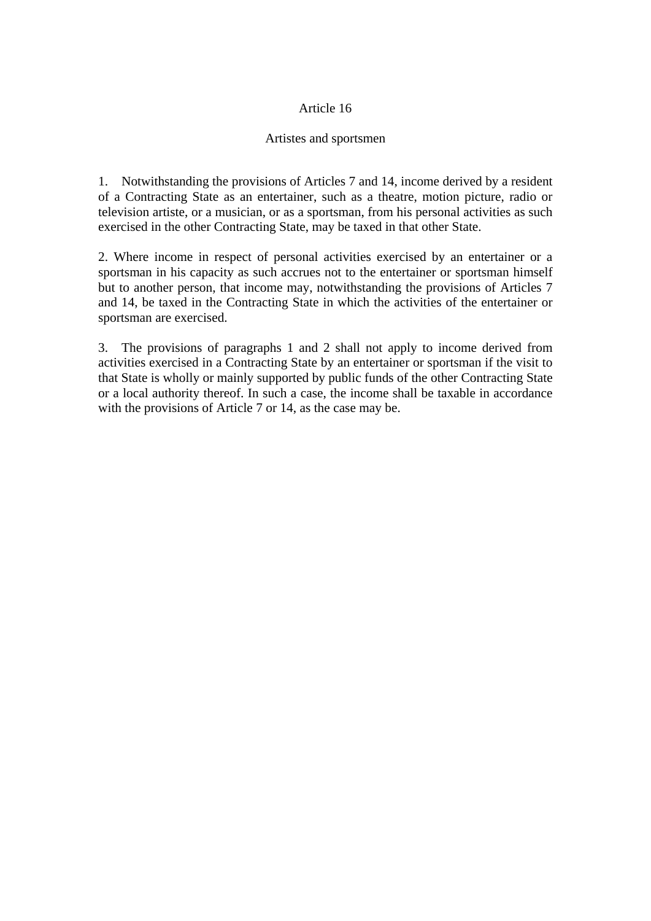## Article 16

### Artistes and sportsmen

1. Notwithstanding the provisions of Articles 7 and 14, income derived by a resident of a Contracting State as an entertainer, such as a theatre, motion picture, radio or television artiste, or a musician, or as a sportsman, from his personal activities as such exercised in the other Contracting State, may be taxed in that other State.

2. Where income in respect of personal activities exercised by an entertainer or a sportsman in his capacity as such accrues not to the entertainer or sportsman himself but to another person, that income may, notwithstanding the provisions of Articles 7 and 14, be taxed in the Contracting State in which the activities of the entertainer or sportsman are exercised.

3. The provisions of paragraphs 1 and 2 shall not apply to income derived from activities exercised in a Contracting State by an entertainer or sportsman if the visit to that State is wholly or mainly supported by public funds of the other Contracting State or a local authority thereof. In such a case, the income shall be taxable in accordance with the provisions of Article 7 or 14, as the case may be.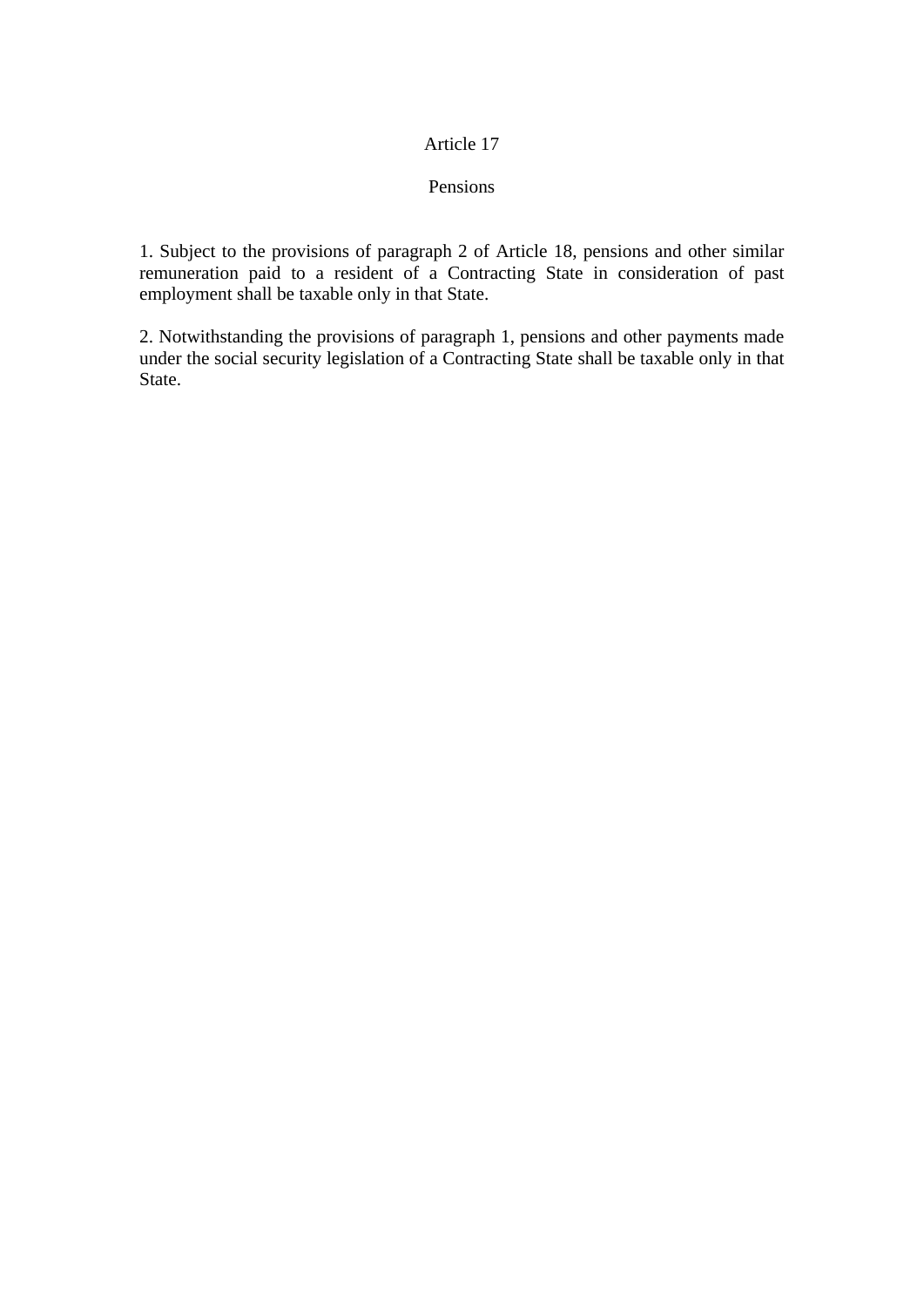## Article 17

## Pensions

1. Subject to the provisions of paragraph 2 of Article 18, pensions and other similar remuneration paid to a resident of a Contracting State in consideration of past employment shall be taxable only in that State.

2. Notwithstanding the provisions of paragraph 1, pensions and other payments made under the social security legislation of a Contracting State shall be taxable only in that State.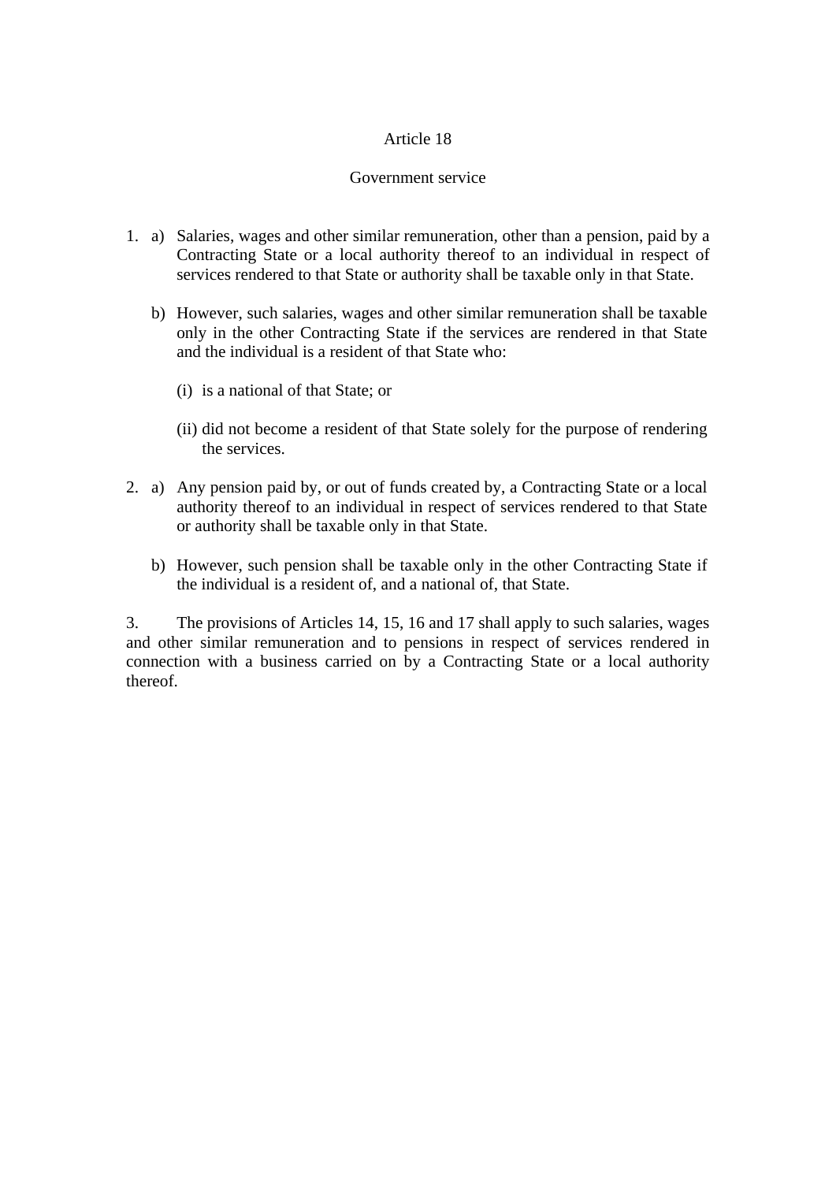## Article 18

### Government service

1. a) Salaries, wages and other similar remuneration, other than a pension, paid by a Contracting State or a local authority thereof to an individual in respect of services rendered to that State or authority shall be taxable only in that State.

   b) However, such salaries, wages and other similar remuneration shall be taxable only in the other Contracting State if the services are rendered in that State and the individual is a resident of that State who:

      (i) is a national of that State; or

      (ii) did not become a resident of that State solely for the purpose of rendering the services.

2. a) Any pension paid by, or out of funds created by, a Contracting State or a local authority thereof to an individual in respect of services rendered to that State or authority shall be taxable only in that State.

   b) However, such pension shall be taxable only in the other Contracting State if the individual is a resident of, and a national of, that State.

3. The provisions of Articles 14, 15, 16 and 17 shall apply to such salaries, wages and other similar remuneration and to pensions in respect of services rendered in connection with a business carried on by a Contracting State or a local authority thereof.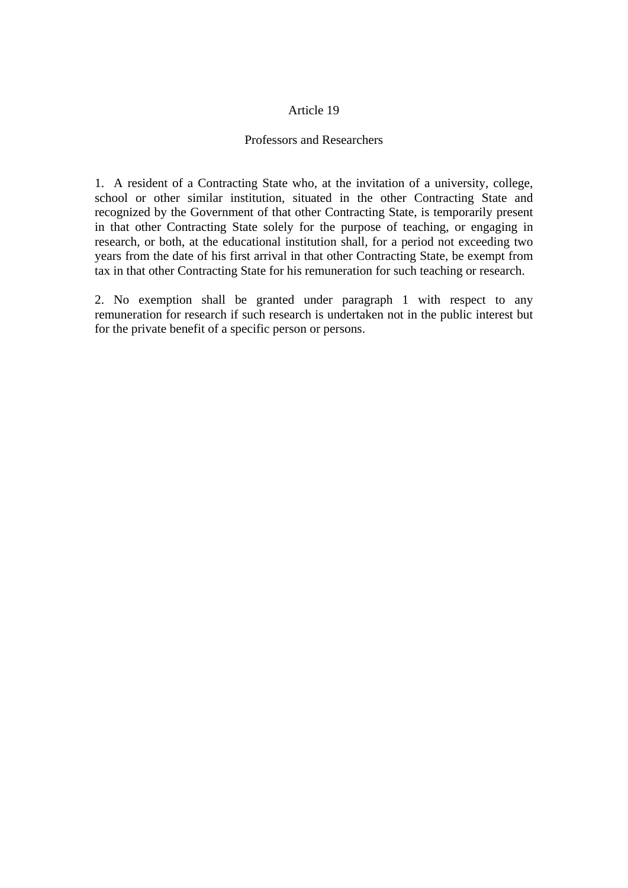## Article 19

### Professors and Researchers

1. A resident of a Contracting State who, at the invitation of a university, college, school or other similar institution, situated in the other Contracting State and recognized by the Government of that other Contracting State, is temporarily present in that other Contracting State solely for the purpose of teaching, or engaging in research, or both, at the educational institution shall, for a period not exceeding two years from the date of his first arrival in that other Contracting State, be exempt from tax in that other Contracting State for his remuneration for such teaching or research.

2. No exemption shall be granted under paragraph 1 with respect to any remuneration for research if such research is undertaken not in the public interest but for the private benefit of a specific person or persons.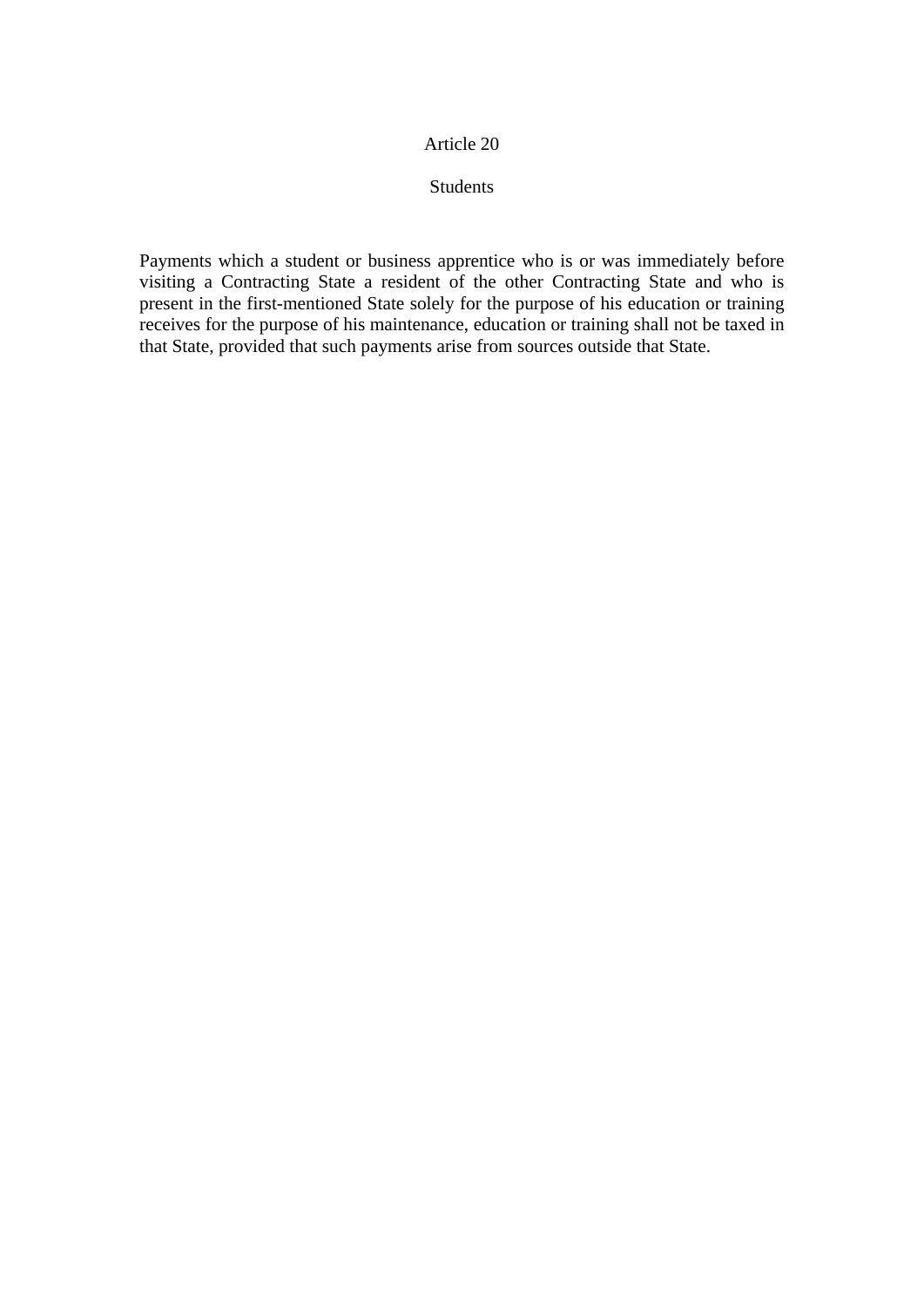## Article 20

### Students

Payments which a student or business apprentice who is or was immediately before visiting a Contracting State a resident of the other Contracting State and who is present in the first-mentioned State solely for the purpose of his education or training receives for the purpose of his maintenance, education or training shall not be taxed in that State, provided that such payments arise from sources outside that State.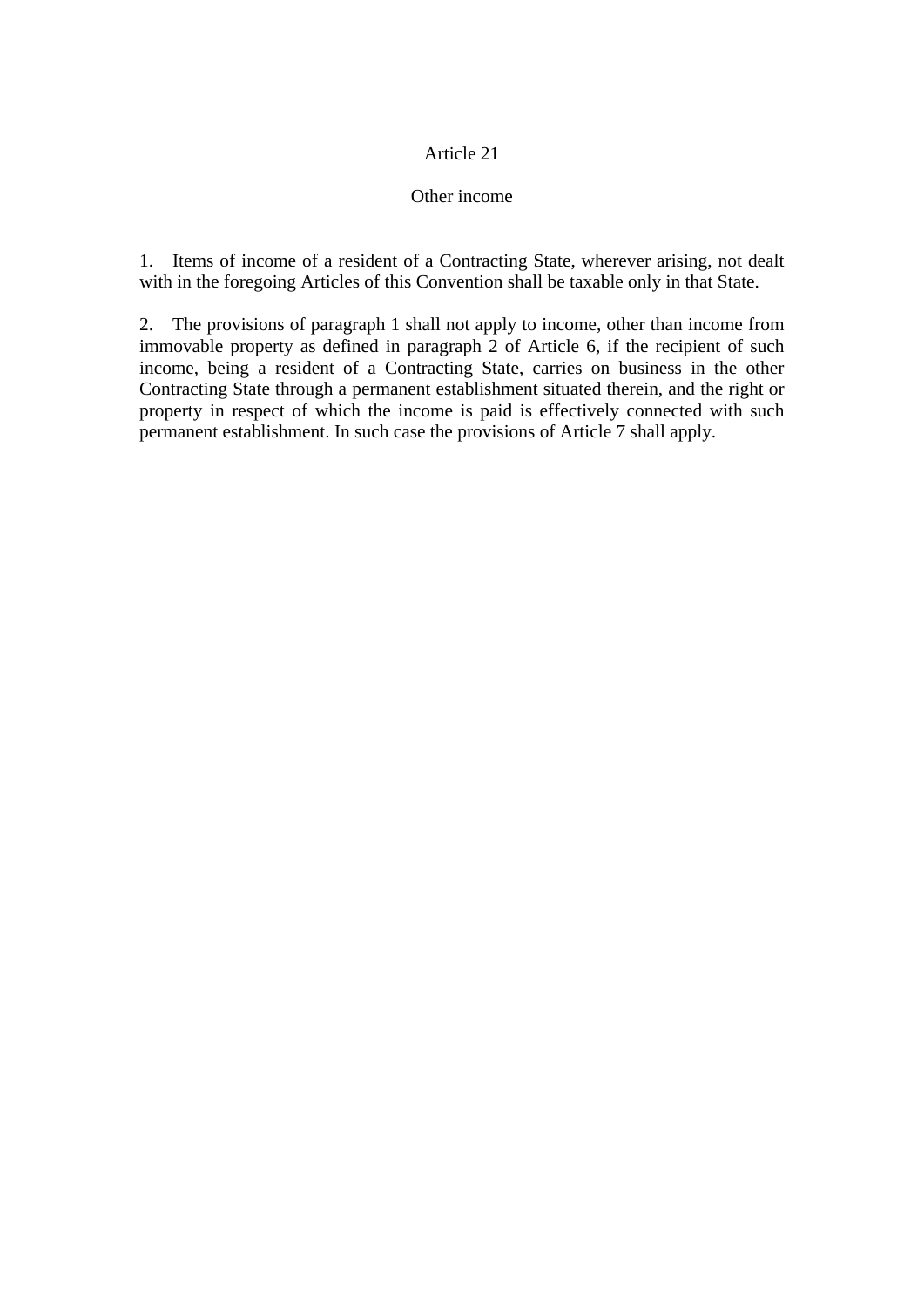## Article 21

### Other income

1. Items of income of a resident of a Contracting State, wherever arising, not dealt with in the foregoing Articles of this Convention shall be taxable only in that State.

2. The provisions of paragraph 1 shall not apply to income, other than income from immovable property as defined in paragraph 2 of Article 6, if the recipient of such income, being a resident of a Contracting State, carries on business in the other Contracting State through a permanent establishment situated therein, and the right or property in respect of which the income is paid is effectively connected with such permanent establishment. In such case the provisions of Article 7 shall apply.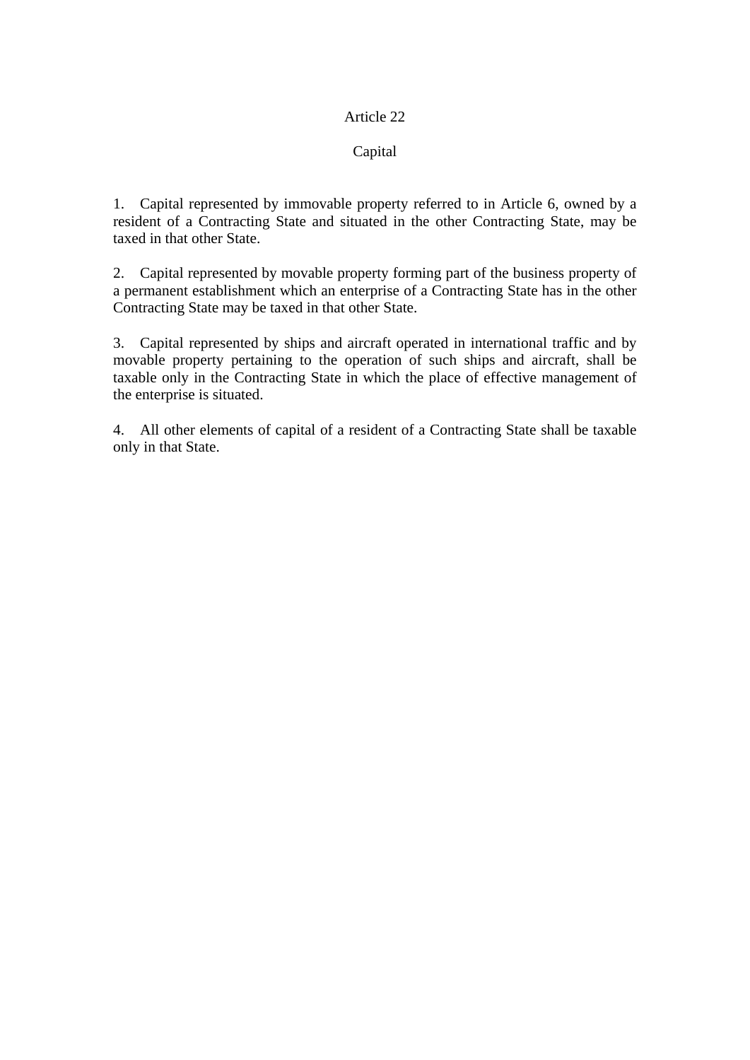## Article 22

## Capital

1. Capital represented by immovable property referred to in Article 6, owned by a resident of a Contracting State and situated in the other Contracting State, may be taxed in that other State.

2. Capital represented by movable property forming part of the business property of a permanent establishment which an enterprise of a Contracting State has in the other Contracting State may be taxed in that other State.

3. Capital represented by ships and aircraft operated in international traffic and by movable property pertaining to the operation of such ships and aircraft, shall be taxable only in the Contracting State in which the place of effective management of the enterprise is situated.

4. All other elements of capital of a resident of a Contracting State shall be taxable only in that State.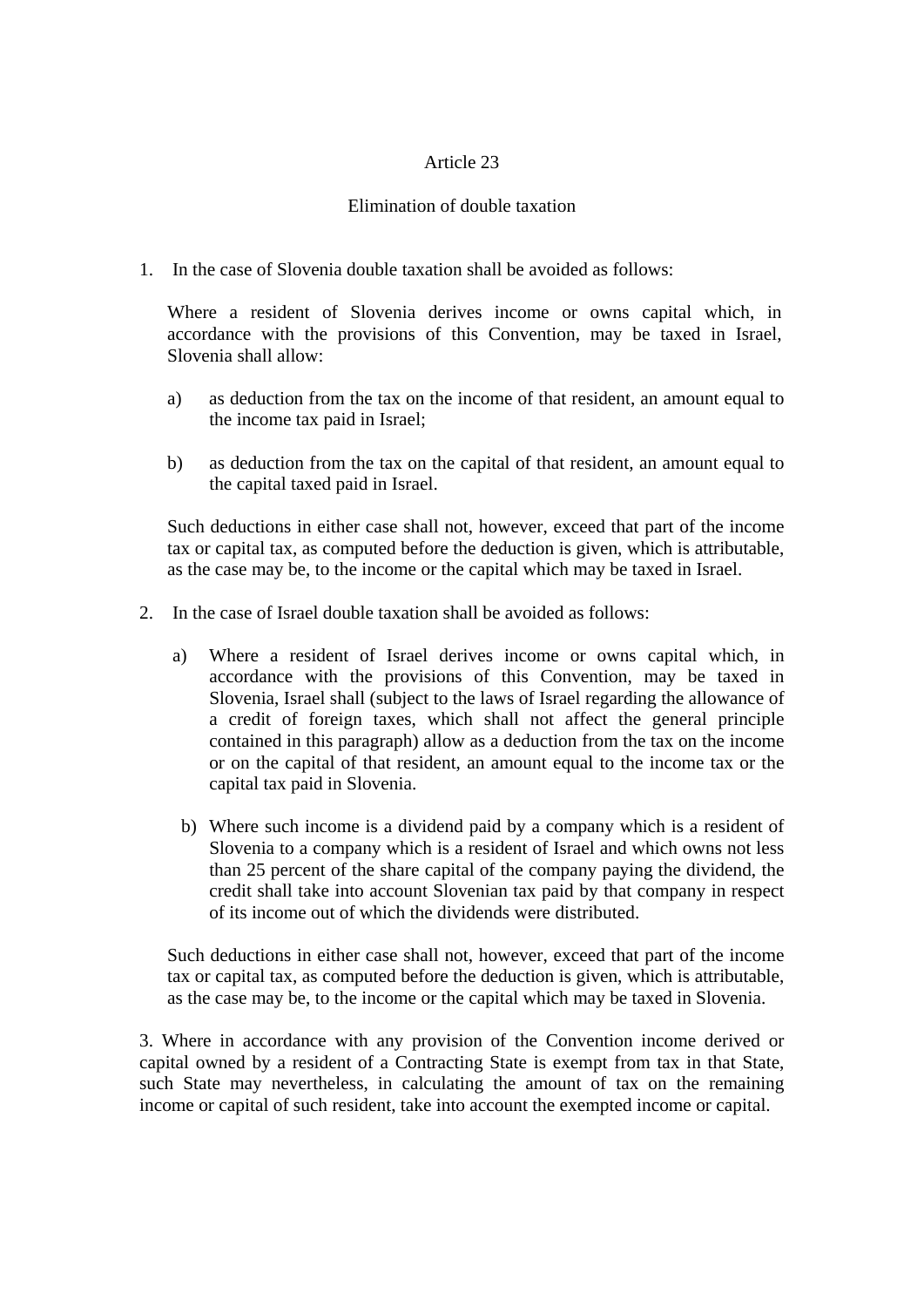## Article 23

### Elimination of double taxation

1. In the case of Slovenia double taxation shall be avoided as follows:

   Where a resident of Slovenia derives income or owns capital which, in accordance with the provisions of this Convention, may be taxed in Israel, Slovenia shall allow:

   a) as deduction from the tax on the income of that resident, an amount equal to the income tax paid in Israel;

   b) as deduction from the tax on the capital of that resident, an amount equal to the capital taxed paid in Israel.

   Such deductions in either case shall not, however, exceed that part of the income tax or capital tax, as computed before the deduction is given, which is attributable, as the case may be, to the income or the capital which may be taxed in Israel.

2. In the case of Israel double taxation shall be avoided as follows:

   a) Where a resident of Israel derives income or owns capital which, in accordance with the provisions of this Convention, may be taxed in Slovenia, Israel shall (subject to the laws of Israel regarding the allowance of a credit of foreign taxes, which shall not affect the general principle contained in this paragraph) allow as a deduction from the tax on the income or on the capital of that resident, an amount equal to the income tax or the capital tax paid in Slovenia.

   b) Where such income is a dividend paid by a company which is a resident of Slovenia to a company which is a resident of Israel and which owns not less than 25 percent of the share capital of the company paying the dividend, the credit shall take into account Slovenian tax paid by that company in respect of its income out of which the dividends were distributed.

   Such deductions in either case shall not, however, exceed that part of the income tax or capital tax, as computed before the deduction is given, which is attributable, as the case may be, to the income or the capital which may be taxed in Slovenia.

3. Where in accordance with any provision of the Convention income derived or capital owned by a resident of a Contracting State is exempt from tax in that State, such State may nevertheless, in calculating the amount of tax on the remaining income or capital of such resident, take into account the exempted income or capital.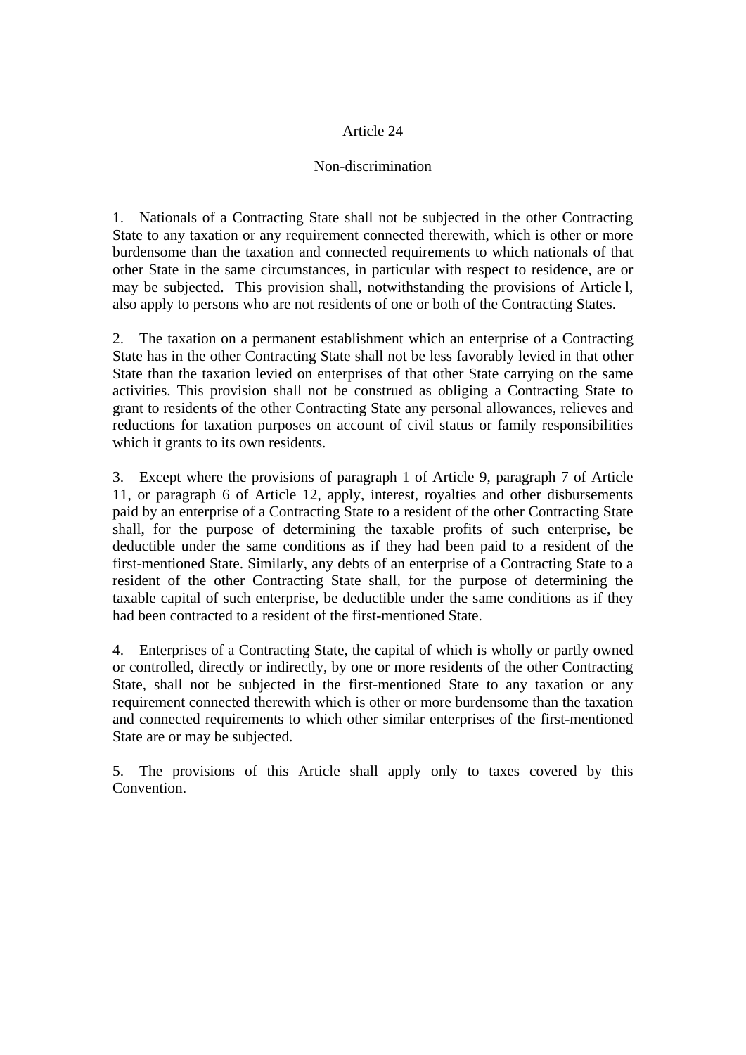## Article 24

### Non-discrimination

1. Nationals of a Contracting State shall not be subjected in the other Contracting State to any taxation or any requirement connected therewith, which is other or more burdensome than the taxation and connected requirements to which nationals of that other State in the same circumstances, in particular with respect to residence, are or may be subjected. This provision shall, notwithstanding the provisions of Article l, also apply to persons who are not residents of one or both of the Contracting States.

2. The taxation on a permanent establishment which an enterprise of a Contracting State has in the other Contracting State shall not be less favorably levied in that other State than the taxation levied on enterprises of that other State carrying on the same activities. This provision shall not be construed as obliging a Contracting State to grant to residents of the other Contracting State any personal allowances, relieves and reductions for taxation purposes on account of civil status or family responsibilities which it grants to its own residents.

3. Except where the provisions of paragraph 1 of Article 9, paragraph 7 of Article 11, or paragraph 6 of Article 12, apply, interest, royalties and other disbursements paid by an enterprise of a Contracting State to a resident of the other Contracting State shall, for the purpose of determining the taxable profits of such enterprise, be deductible under the same conditions as if they had been paid to a resident of the first-mentioned State. Similarly, any debts of an enterprise of a Contracting State to a resident of the other Contracting State shall, for the purpose of determining the taxable capital of such enterprise, be deductible under the same conditions as if they had been contracted to a resident of the first-mentioned State.

4. Enterprises of a Contracting State, the capital of which is wholly or partly owned or controlled, directly or indirectly, by one or more residents of the other Contracting State, shall not be subjected in the first-mentioned State to any taxation or any requirement connected therewith which is other or more burdensome than the taxation and connected requirements to which other similar enterprises of the first-mentioned State are or may be subjected.

5. The provisions of this Article shall apply only to taxes covered by this Convention.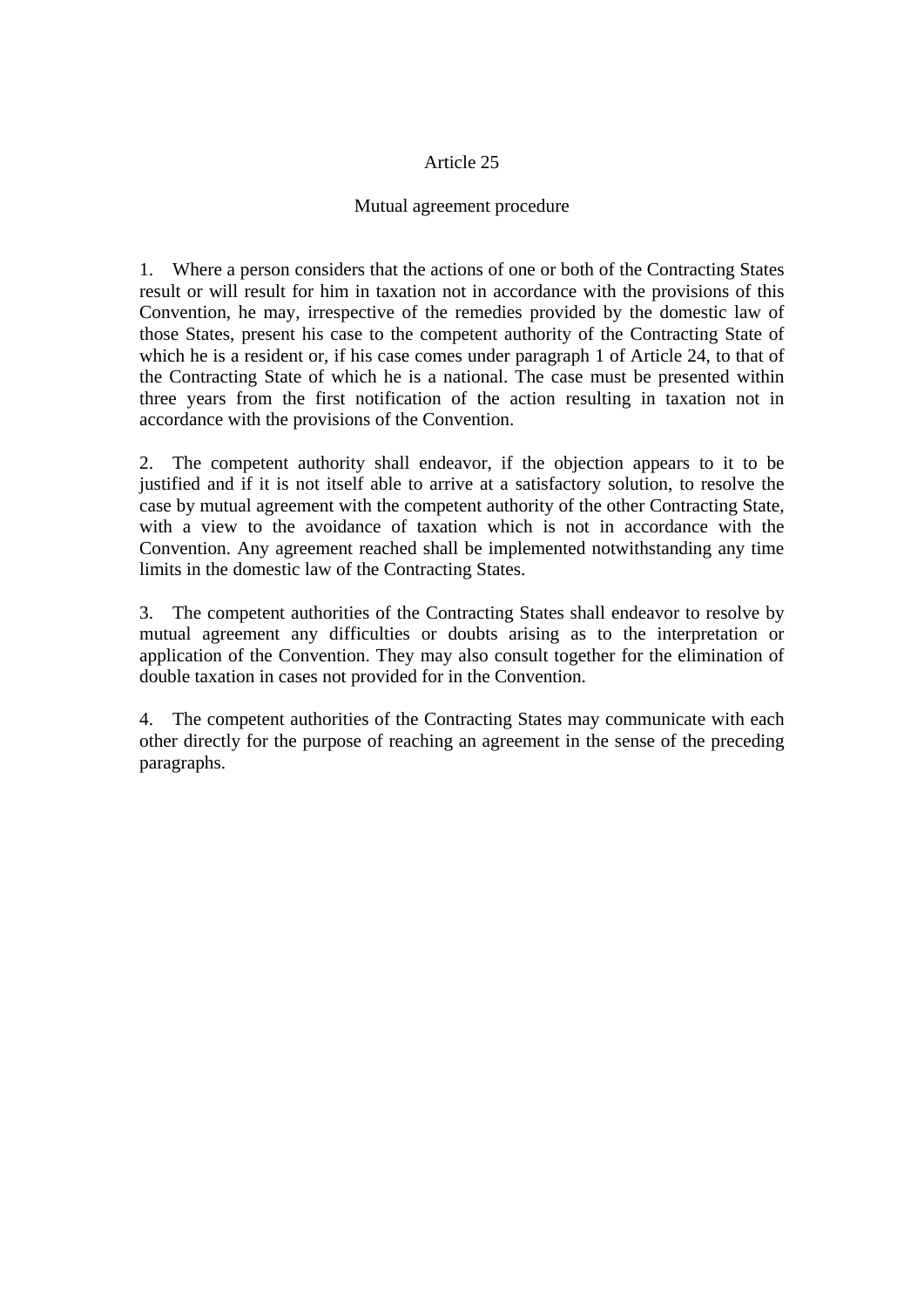## Article 25

### Mutual agreement procedure

1. Where a person considers that the actions of one or both of the Contracting States result or will result for him in taxation not in accordance with the provisions of this Convention, he may, irrespective of the remedies provided by the domestic law of those States, present his case to the competent authority of the Contracting State of which he is a resident or, if his case comes under paragraph 1 of Article 24, to that of the Contracting State of which he is a national. The case must be presented within three years from the first notification of the action resulting in taxation not in accordance with the provisions of the Convention.

2. The competent authority shall endeavor, if the objection appears to it to be justified and if it is not itself able to arrive at a satisfactory solution, to resolve the case by mutual agreement with the competent authority of the other Contracting State, with a view to the avoidance of taxation which is not in accordance with the Convention. Any agreement reached shall be implemented notwithstanding any time limits in the domestic law of the Contracting States.

3. The competent authorities of the Contracting States shall endeavor to resolve by mutual agreement any difficulties or doubts arising as to the interpretation or application of the Convention. They may also consult together for the elimination of double taxation in cases not provided for in the Convention.

4. The competent authorities of the Contracting States may communicate with each other directly for the purpose of reaching an agreement in the sense of the preceding paragraphs.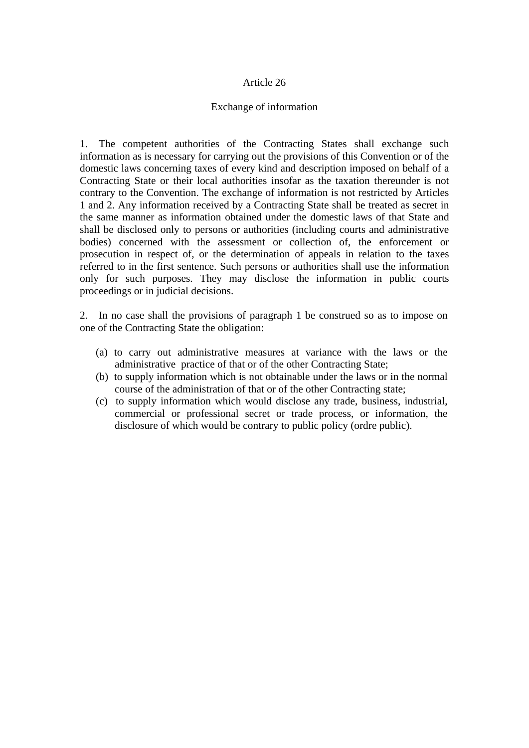## Article 26

### Exchange of information

1. The competent authorities of the Contracting States shall exchange such information as is necessary for carrying out the provisions of this Convention or of the domestic laws concerning taxes of every kind and description imposed on behalf of a Contracting State or their local authorities insofar as the taxation thereunder is not contrary to the Convention. The exchange of information is not restricted by Articles 1 and 2. Any information received by a Contracting State shall be treated as secret in the same manner as information obtained under the domestic laws of that State and shall be disclosed only to persons or authorities (including courts and administrative bodies) concerned with the assessment or collection of, the enforcement or prosecution in respect of, or the determination of appeals in relation to the taxes referred to in the first sentence. Such persons or authorities shall use the information only for such purposes. They may disclose the information in public courts proceedings or in judicial decisions.

2. In no case shall the provisions of paragraph 1 be construed so as to impose on one of the Contracting State the obligation:

(a) to carry out administrative measures at variance with the laws or the administrative practice of that or of the other Contracting State;

(b) to supply information which is not obtainable under the laws or in the normal course of the administration of that or of the other Contracting state;

(c) to supply information which would disclose any trade, business, industrial, commercial or professional secret or trade process, or information, the disclosure of which would be contrary to public policy (ordre public).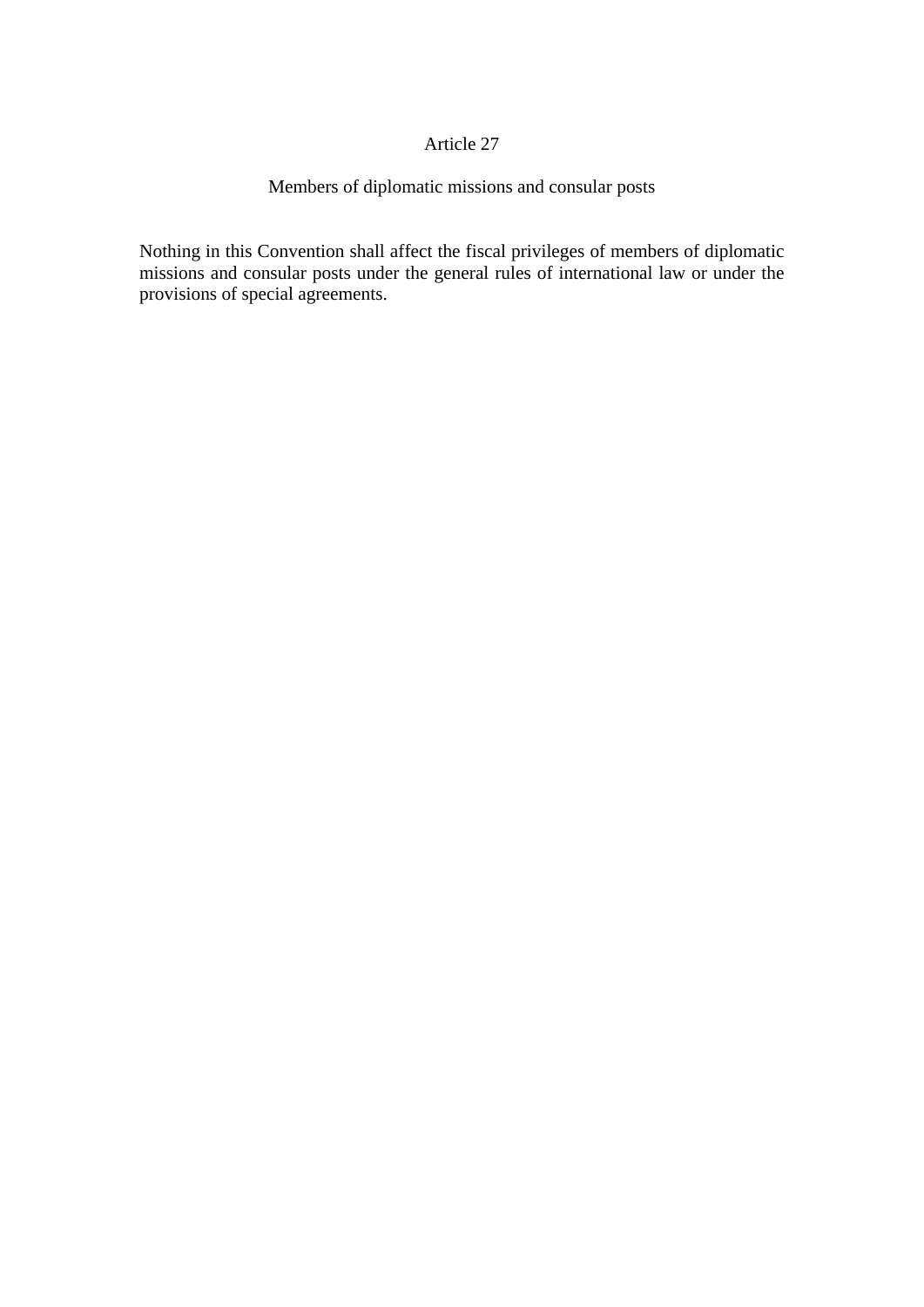## Article 27

### Members of diplomatic missions and consular posts

Nothing in this Convention shall affect the fiscal privileges of members of diplomatic missions and consular posts under the general rules of international law or under the provisions of special agreements.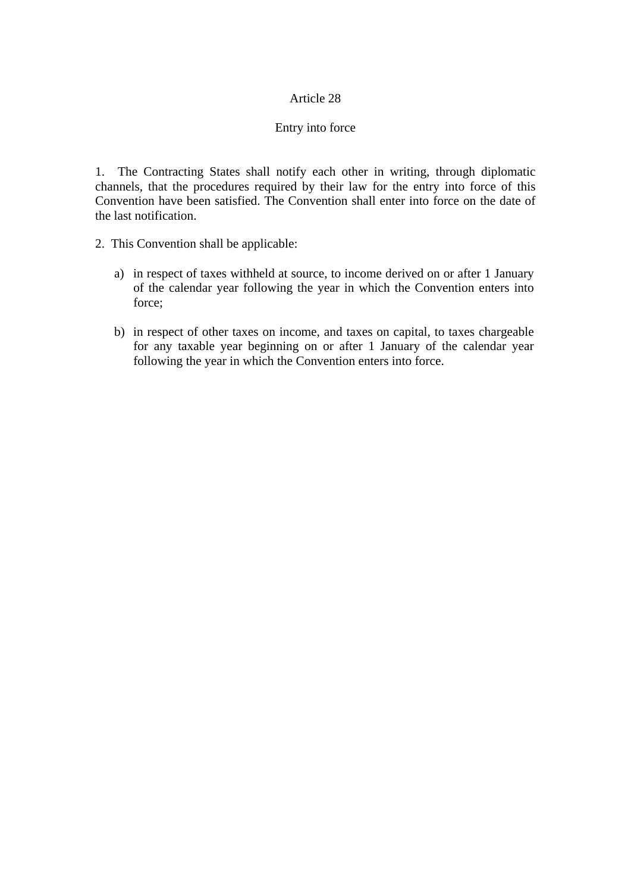## Article 28

### Entry into force

1. The Contracting States shall notify each other in writing, through diplomatic channels, that the procedures required by their law for the entry into force of this Convention have been satisfied. The Convention shall enter into force on the date of the last notification.

2. This Convention shall be applicable:

   a) in respect of taxes withheld at source, to income derived on or after 1 January of the calendar year following the year in which the Convention enters into force;

   b) in respect of other taxes on income, and taxes on capital, to taxes chargeable for any taxable year beginning on or after 1 January of the calendar year following the year in which the Convention enters into force.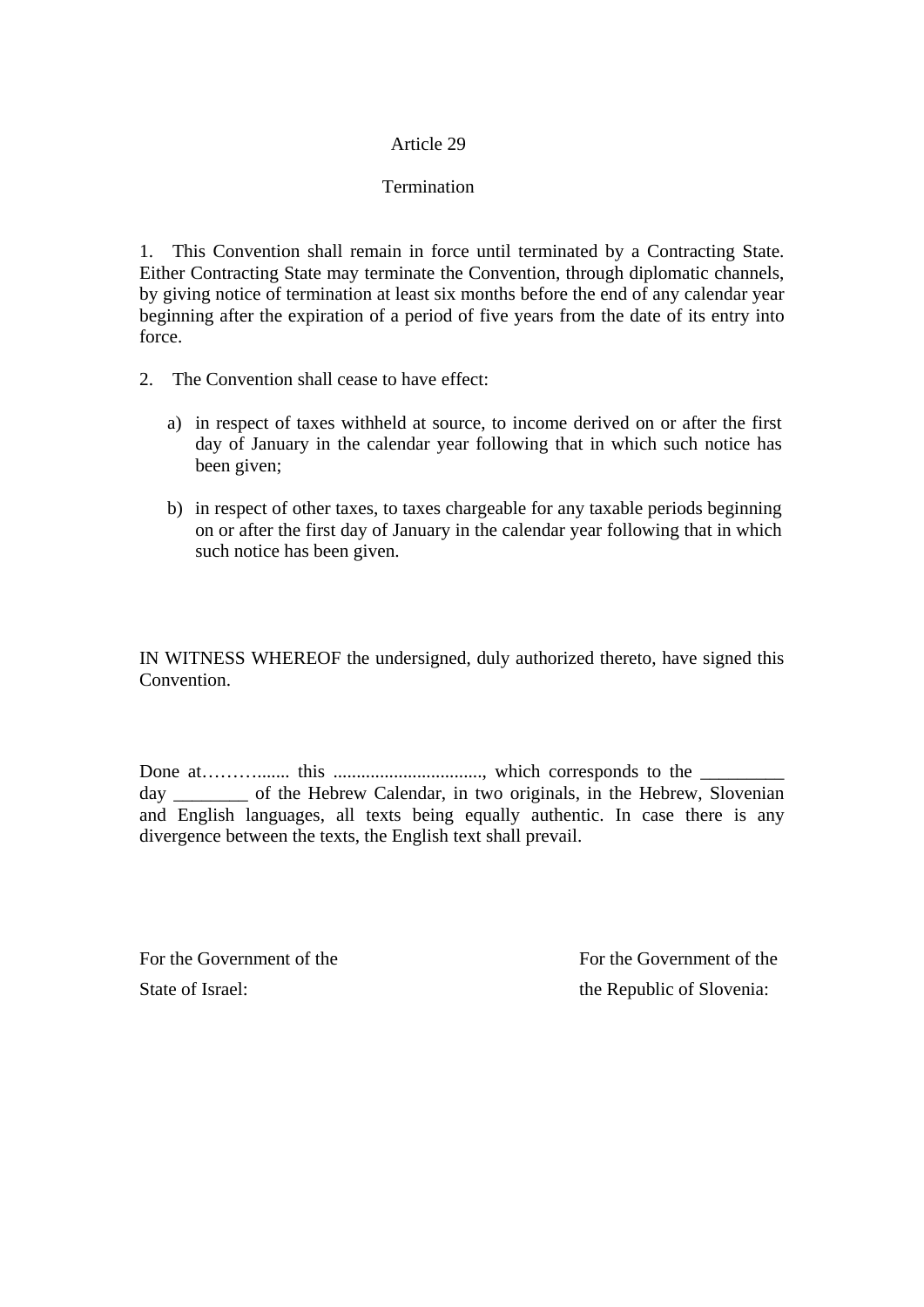## Article 29

## Termination

1. This Convention shall remain in force until terminated by a Contracting State. Either Contracting State may terminate the Convention, through diplomatic channels, by giving notice of termination at least six months before the end of any calendar year beginning after the expiration of a period of five years from the date of its entry into force.

2. The Convention shall cease to have effect:

   a) in respect of taxes withheld at source, to income derived on or after the first day of January in the calendar year following that in which such notice has been given;

   b) in respect of other taxes, to taxes chargeable for any taxable periods beginning on or after the first day of January in the calendar year following that in which such notice has been given.

IN WITNESS WHEREOF the undersigned, duly authorized thereto, have signed this Convention.

Done at………....... this ................................, which corresponds to the _________ day ________ of the Hebrew Calendar, in two originals, in the Hebrew, Slovenian and English languages, all texts being equally authentic. In case there is any divergence between the texts, the English text shall prevail.

| For the Government of the State of Israel: | For the Government of the the Republic of Slovenia: |
|---|---|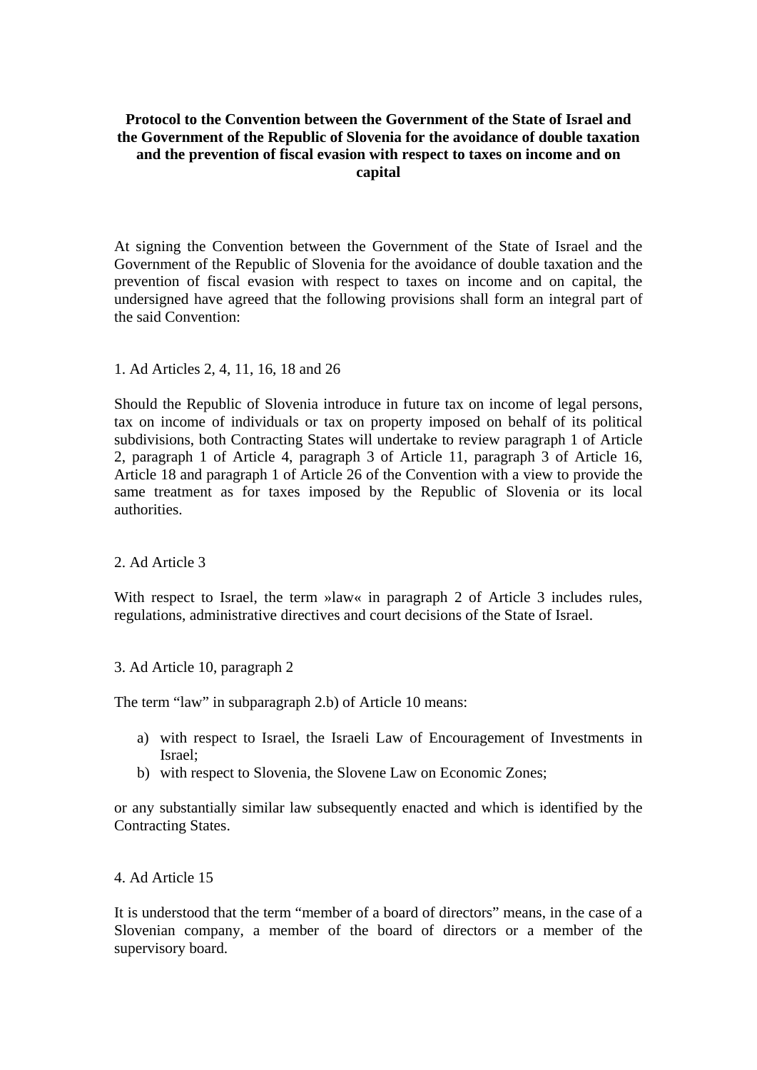**Protocol to the Convention between the Government of the State of Israel and the Government of the Republic of Slovenia for the avoidance of double taxation and the prevention of fiscal evasion with respect to taxes on income and on capital**

At signing the Convention between the Government of the State of Israel and the Government of the Republic of Slovenia for the avoidance of double taxation and the prevention of fiscal evasion with respect to taxes on income and on capital, the undersigned have agreed that the following provisions shall form an integral part of the said Convention:

1. Ad Articles 2, 4, 11, 16, 18 and 26

Should the Republic of Slovenia introduce in future tax on income of legal persons, tax on income of individuals or tax on property imposed on behalf of its political subdivisions, both Contracting States will undertake to review paragraph 1 of Article 2, paragraph 1 of Article 4, paragraph 3 of Article 11, paragraph 3 of Article 16, Article 18 and paragraph 1 of Article 26 of the Convention with a view to provide the same treatment as for taxes imposed by the Republic of Slovenia or its local authorities.

2. Ad Article 3

With respect to Israel, the term »law« in paragraph 2 of Article 3 includes rules, regulations, administrative directives and court decisions of the State of Israel.

3. Ad Article 10, paragraph 2

The term “law” in subparagraph 2.b) of Article 10 means:

a) with respect to Israel, the Israeli Law of Encouragement of Investments in Israel;
b) with respect to Slovenia, the Slovene Law on Economic Zones;

or any substantially similar law subsequently enacted and which is identified by the Contracting States.

4. Ad Article 15

It is understood that the term “member of a board of directors” means, in the case of a Slovenian company, a member of the board of directors or a member of the supervisory board.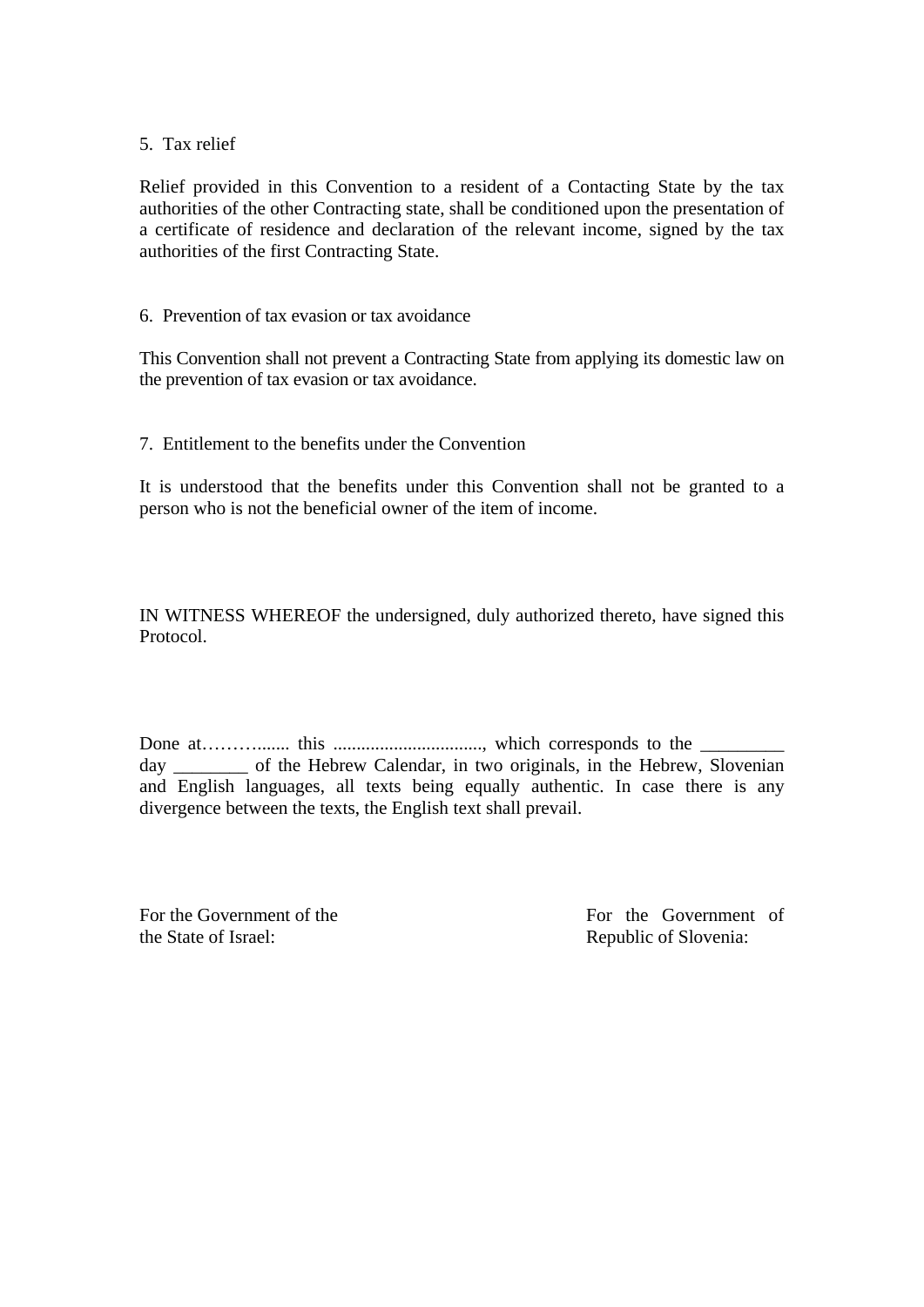5. Tax relief

Relief provided in this Convention to a resident of a Contacting State by the tax authorities of the other Contracting state, shall be conditioned upon the presentation of a certificate of residence and declaration of the relevant income, signed by the tax authorities of the first Contracting State.

6. Prevention of tax evasion or tax avoidance

This Convention shall not prevent a Contracting State from applying its domestic law on the prevention of tax evasion or tax avoidance.

7. Entitlement to the benefits under the Convention

It is understood that the benefits under this Convention shall not be granted to a person who is not the beneficial owner of the item of income.

IN WITNESS WHEREOF the undersigned, duly authorized thereto, have signed this Protocol.

Done at………....... this ................................, which corresponds to the _________ day ________ of the Hebrew Calendar, in two originals, in the Hebrew, Slovenian and English languages, all texts being equally authentic. In case there is any divergence between the texts, the English text shall prevail.

For the Government of the
the State of Israel:

For the Government of
Republic of Slovenia: